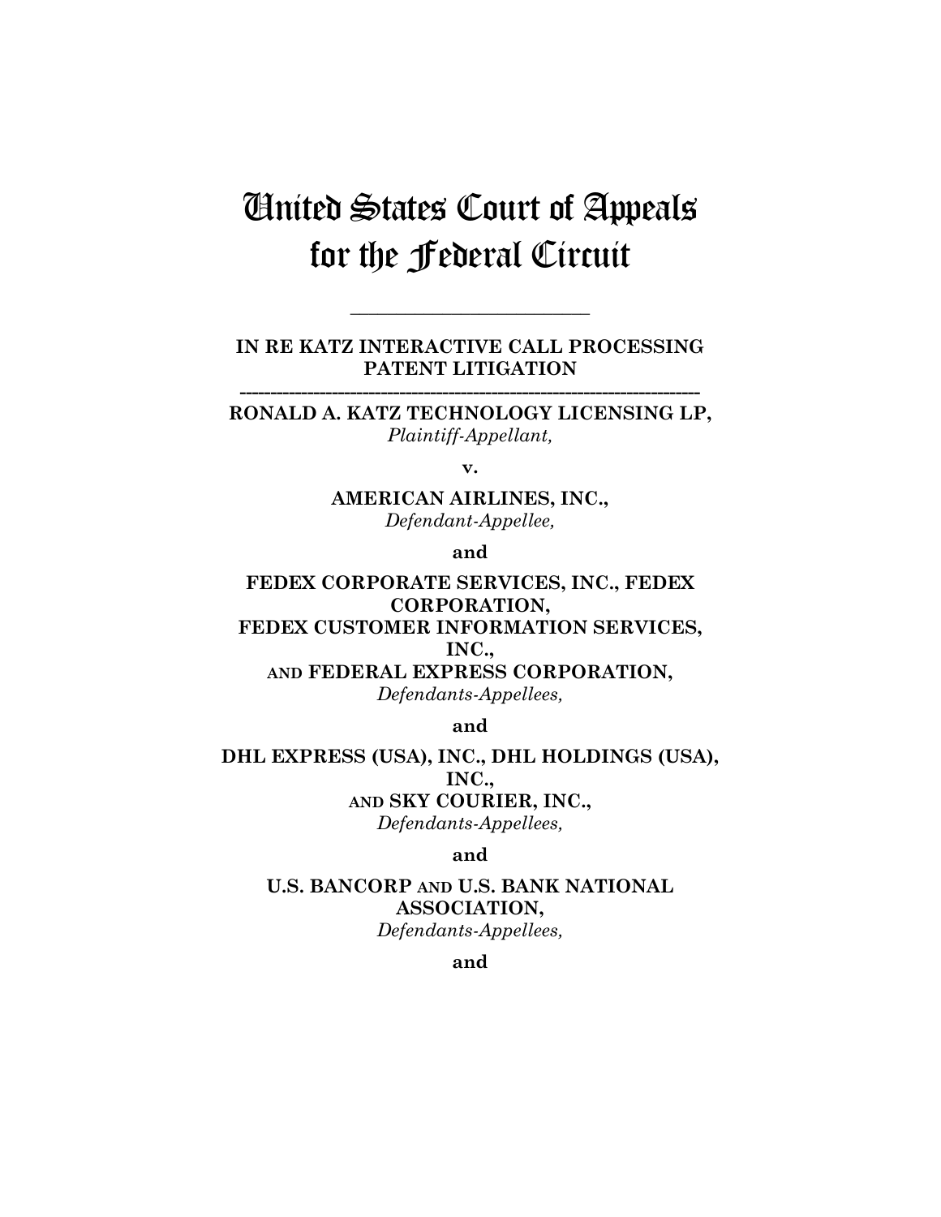# United States Court of Appeals for the Federal Circuit

---

**IN RE KATZ INTERACTIVE CALL PROCESSING PATENT LITIGATION**

---

**RONALD A. KATZ TECHNOLOGY LICENSING LP,**
*Plaintiff-Appellant,*

**v.**

**AMERICAN AIRLINES, INC.,**
*Defendant-Appellee,*

**and**

**FEDEX CORPORATE SERVICES, INC., FEDEX CORPORATION,**
**FEDEX CUSTOMER INFORMATION SERVICES, INC.,**
**AND FEDERAL EXPRESS CORPORATION,**
*Defendants-Appellees,*

**and**

**DHL EXPRESS (USA), INC., DHL HOLDINGS (USA), INC.,**
**AND SKY COURIER, INC.,**
*Defendants-Appellees,*

**and**

**U.S. BANCORP AND U.S. BANK NATIONAL ASSOCIATION,**
*Defendants-Appellees,*

**and**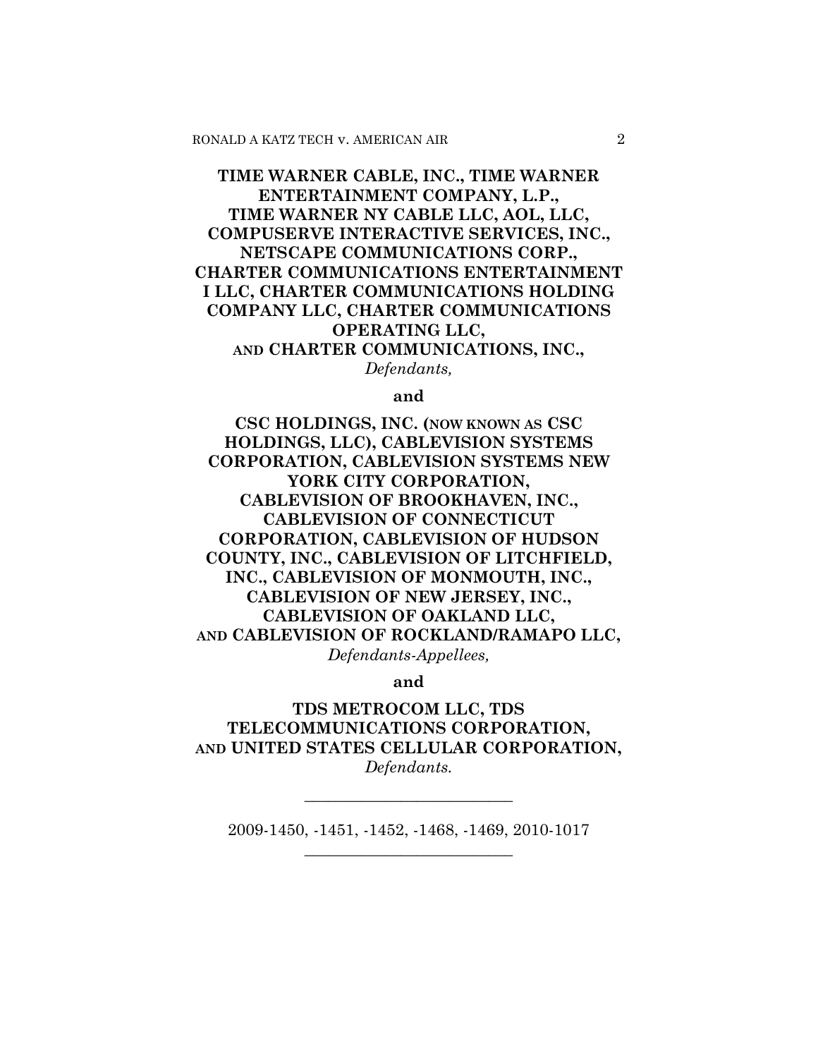**TIME WARNER CABLE, INC., TIME WARNER ENTERTAINMENT COMPANY, L.P., TIME WARNER NY CABLE LLC, AOL, LLC, COMPUSERVE INTERACTIVE SERVICES, INC., NETSCAPE COMMUNICATIONS CORP., CHARTER COMMUNICATIONS ENTERTAINMENT I LLC, CHARTER COMMUNICATIONS HOLDING COMPANY LLC, CHARTER COMMUNICATIONS OPERATING LLC, AND CHARTER COMMUNICATIONS, INC.,**
*Defendants,*

**and**

**CSC HOLDINGS, INC. (NOW KNOWN AS CSC HOLDINGS, LLC), CABLEVISION SYSTEMS CORPORATION, CABLEVISION SYSTEMS NEW YORK CITY CORPORATION, CABLEVISION OF BROOKHAVEN, INC., CABLEVISION OF CONNECTICUT CORPORATION, CABLEVISION OF HUDSON COUNTY, INC., CABLEVISION OF LITCHFIELD, INC., CABLEVISION OF MONMOUTH, INC., CABLEVISION OF NEW JERSEY, INC., CABLEVISION OF OAKLAND LLC, AND CABLEVISION OF ROCKLAND/RAMAPO LLC,**
*Defendants-Appellees,*

**and**

**TDS METROCOM LLC, TDS TELECOMMUNICATIONS CORPORATION, AND UNITED STATES CELLULAR CORPORATION,**
*Defendants.*

---

2009-1450, -1451, -1452, -1468, -1469, 2010-1017

---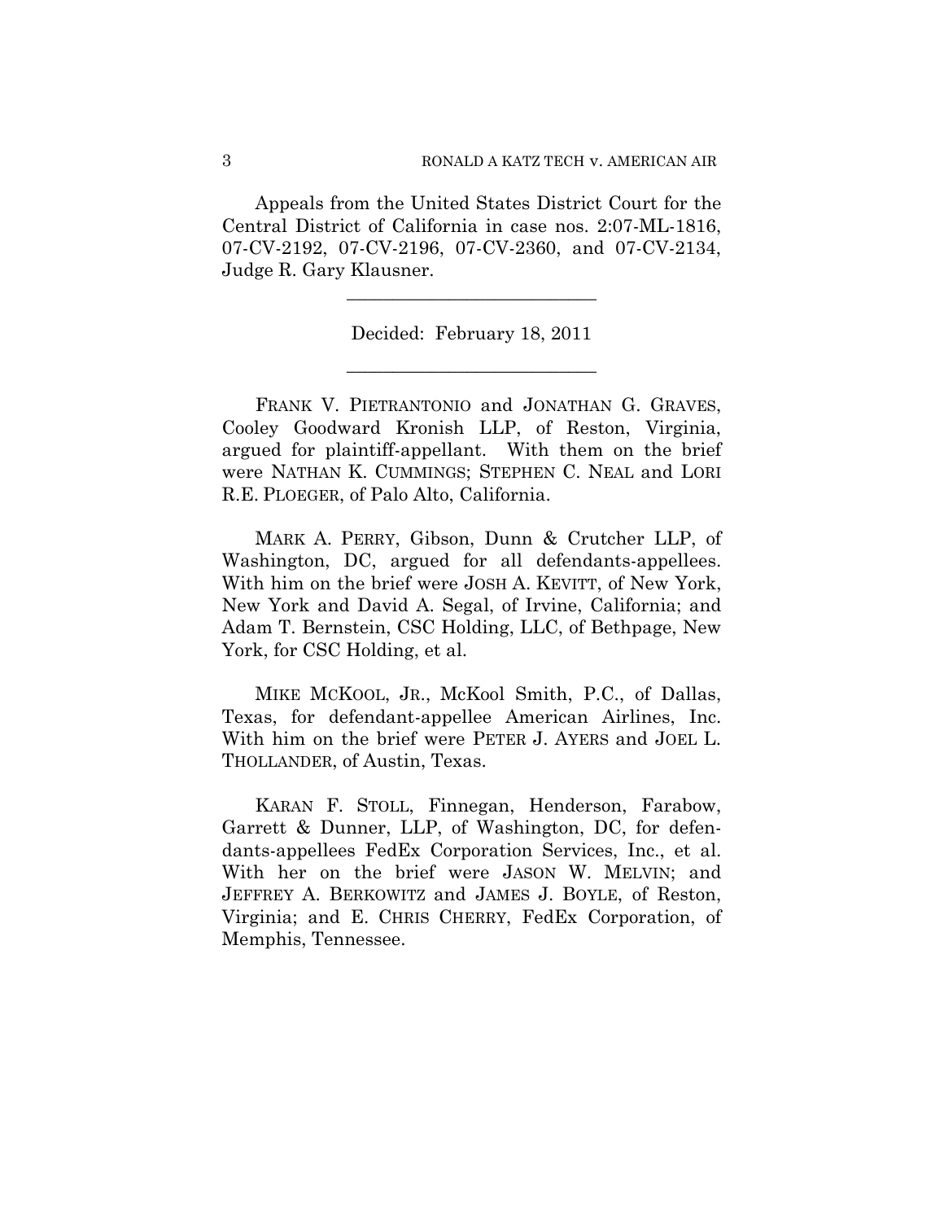Appeals from the United States District Court for the Central District of California in case nos. 2:07-ML-1816, 07-CV-2192, 07-CV-2196, 07-CV-2360, and 07-CV-2134, Judge R. Gary Klausner.

---

Decided: February 18, 2011

---

FRANK V. PIETRANTONIO and JONATHAN G. GRAVES, Cooley Goodward Kronish LLP, of Reston, Virginia, argued for plaintiff-appellant. With them on the brief were NATHAN K. CUMMINGS; STEPHEN C. NEAL and LORI R.E. PLOEGER, of Palo Alto, California.

MARK A. PERRY, Gibson, Dunn & Crutcher LLP, of Washington, DC, argued for all defendants-appellees. With him on the brief were JOSH A. KEVITT, of New York, New York and David A. Segal, of Irvine, California; and Adam T. Bernstein, CSC Holding, LLC, of Bethpage, New York, for CSC Holding, et al.

MIKE MCKOOL, JR., McKool Smith, P.C., of Dallas, Texas, for defendant-appellee American Airlines, Inc. With him on the brief were PETER J. AYERS and JOEL L. THOLLANDER, of Austin, Texas.

KARAN F. STOLL, Finnegan, Henderson, Farabow, Garrett & Dunner, LLP, of Washington, DC, for defendants-appellees FedEx Corporation Services, Inc., et al. With her on the brief were JASON W. MELVIN; and JEFFREY A. BERKOWITZ and JAMES J. BOYLE, of Reston, Virginia; and E. CHRIS CHERRY, FedEx Corporation, of Memphis, Tennessee.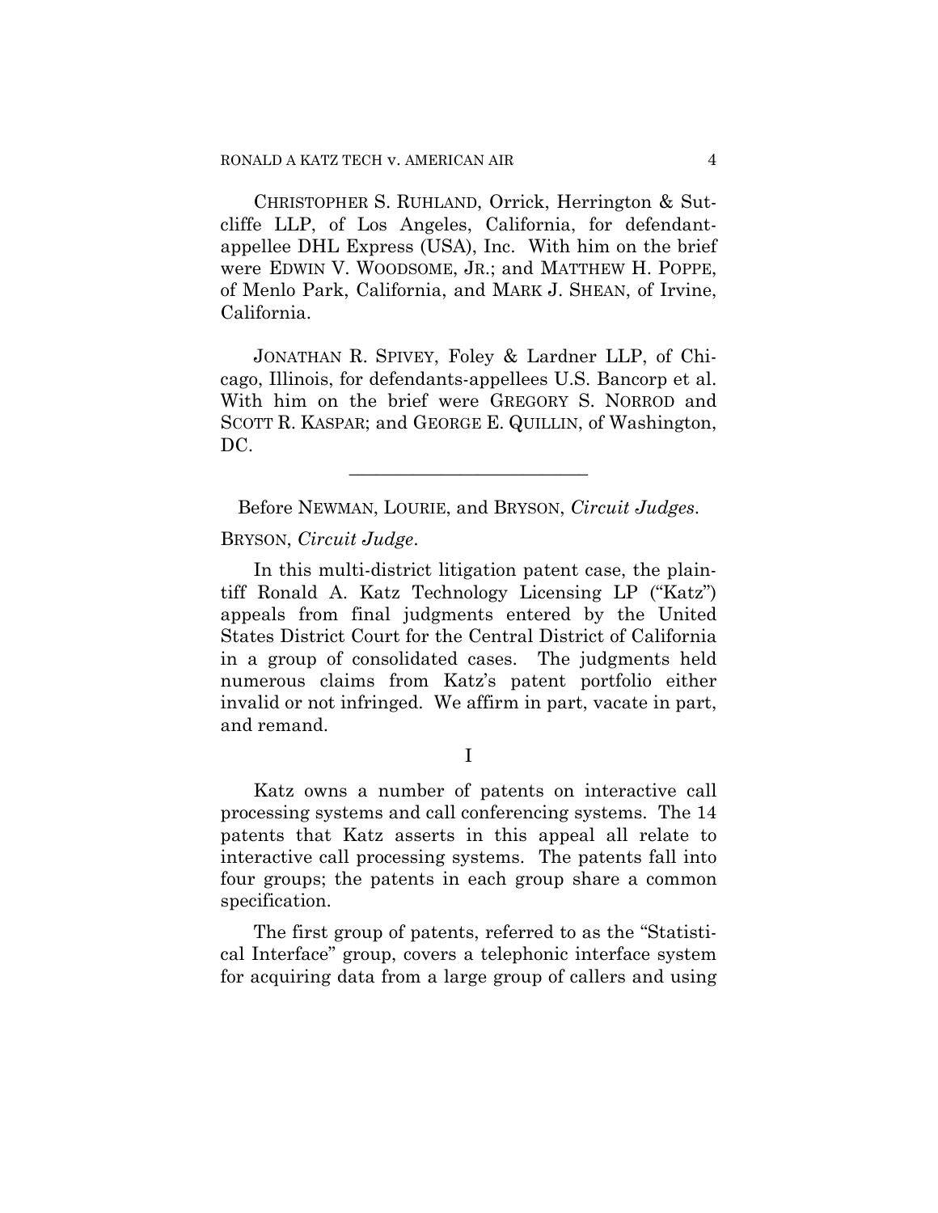CHRISTOPHER S. RUHLAND, Orrick, Herrington & Sutcliffe LLP, of Los Angeles, California, for defendant-appellee DHL Express (USA), Inc. With him on the brief were EDWIN V. WOODSOME, JR.; and MATTHEW H. POPPE, of Menlo Park, California, and MARK J. SHEAN, of Irvine, California.

JONATHAN R. SPIVEY, Foley & Lardner LLP, of Chicago, Illinois, for defendants-appellees U.S. Bancorp et al. With him on the brief were GREGORY S. NORROD and SCOTT R. KASPAR; and GEORGE E. QUILLIN, of Washington, DC.

---

Before NEWMAN, LOURIE, and BRYSON, *Circuit Judges*.

BRYSON, *Circuit Judge*.

In this multi-district litigation patent case, the plaintiff Ronald A. Katz Technology Licensing LP ("Katz") appeals from final judgments entered by the United States District Court for the Central District of California in a group of consolidated cases. The judgments held numerous claims from Katz's patent portfolio either invalid or not infringed. We affirm in part, vacate in part, and remand.

## I

Katz owns a number of patents on interactive call processing systems and call conferencing systems. The 14 patents that Katz asserts in this appeal all relate to interactive call processing systems. The patents fall into four groups; the patents in each group share a common specification.

The first group of patents, referred to as the "Statistical Interface" group, covers a telephonic interface system for acquiring data from a large group of callers and using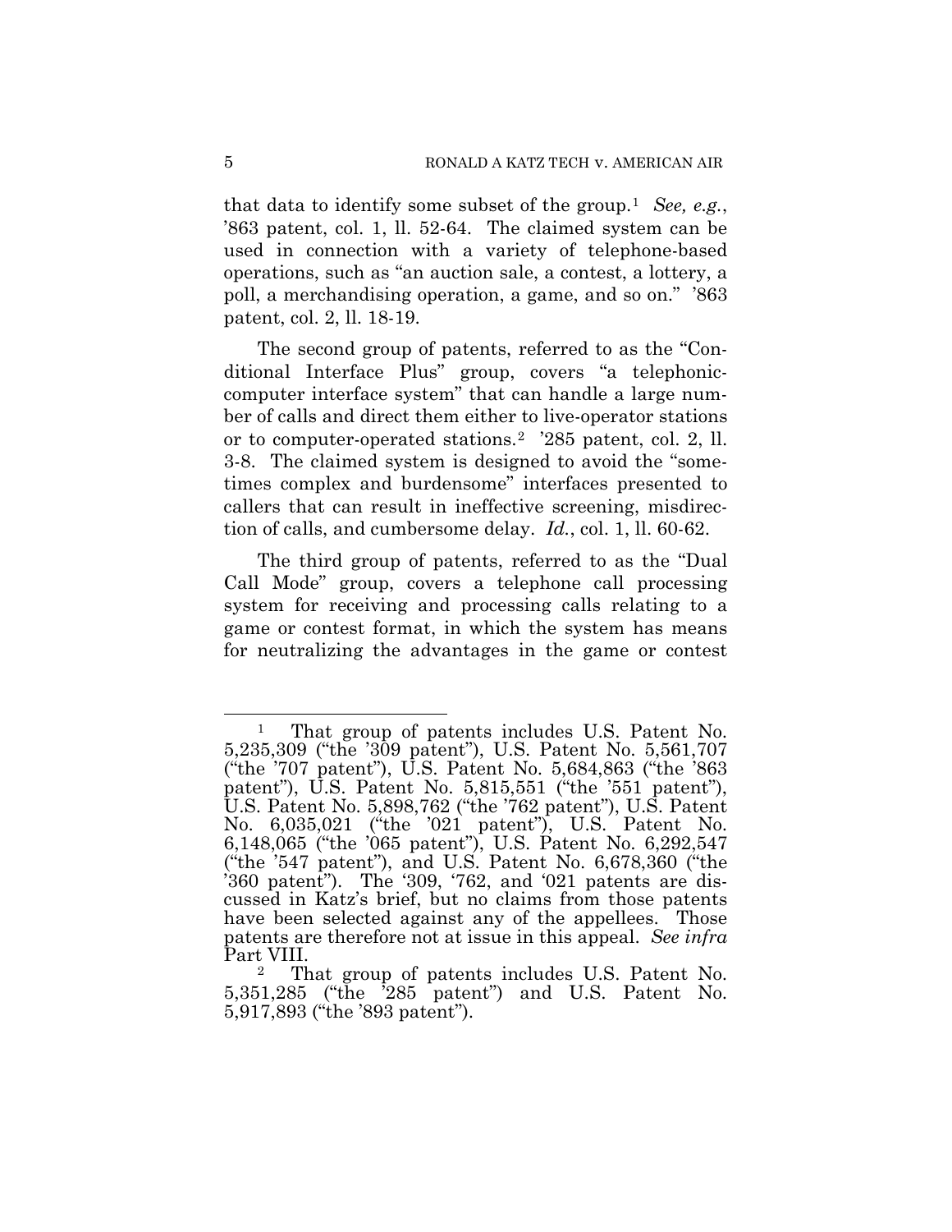that data to identify some subset of the group.[1] *See, e.g.*, '863 patent, col. 1, ll. 52-64. The claimed system can be used in connection with a variety of telephone-based operations, such as "an auction sale, a contest, a lottery, a poll, a merchandising operation, a game, and so on." '863 patent, col. 2, ll. 18-19.

The second group of patents, referred to as the "Conditional Interface Plus" group, covers "a telephonic-computer interface system" that can handle a large number of calls and direct them either to live-operator stations or to computer-operated stations.[2] '285 patent, col. 2, ll. 3-8. The claimed system is designed to avoid the "sometimes complex and burdensome" interfaces presented to callers that can result in ineffective screening, misdirection of calls, and cumbersome delay. *Id.*, col. 1, ll. 60-62.

The third group of patents, referred to as the "Dual Call Mode" group, covers a telephone call processing system for receiving and processing calls relating to a game or contest format, in which the system has means for neutralizing the advantages in the game or contest

---

[1] That group of patents includes U.S. Patent No. 5,235,309 ("the '309 patent"), U.S. Patent No. 5,561,707 ("the '707 patent"), U.S. Patent No. 5,684,863 ("the '863 patent"), U.S. Patent No. 5,815,551 ("the '551 patent"), U.S. Patent No. 5,898,762 ("the '762 patent"), U.S. Patent No. 6,035,021 ("the '021 patent"), U.S. Patent No. 6,148,065 ("the '065 patent"), U.S. Patent No. 6,292,547 ("the '547 patent"), and U.S. Patent No. 6,678,360 ("the '360 patent"). The '309, '762, and '021 patents are discussed in Katz's brief, but no claims from those patents have been selected against any of the appellees. Those patents are therefore not at issue in this appeal. *See infra* Part VIII.

[2] That group of patents includes U.S. Patent No. 5,351,285 ("the '285 patent") and U.S. Patent No. 5,917,893 ("the '893 patent").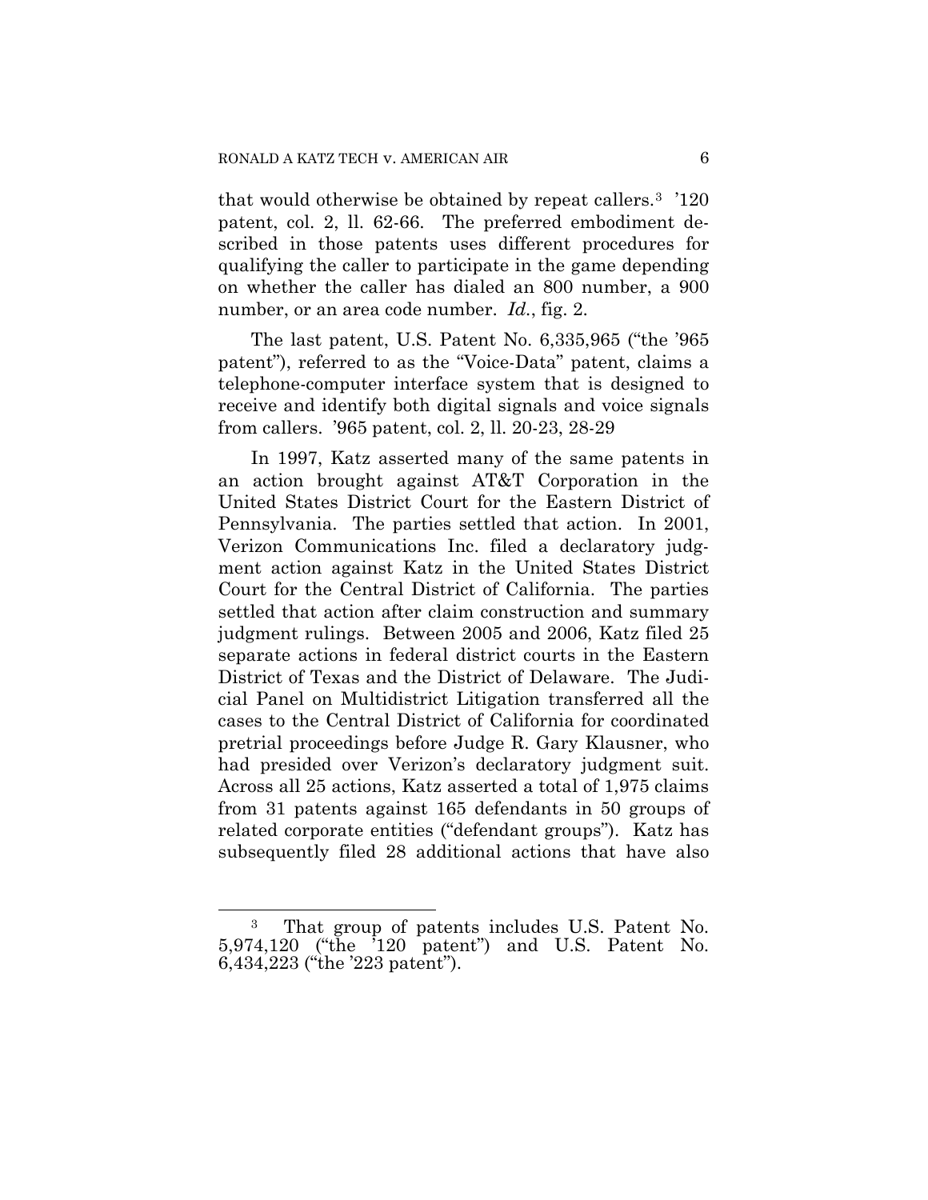that would otherwise be obtained by repeat callers.[3] '120 patent, col. 2, ll. 62-66. The preferred embodiment described in those patents uses different procedures for qualifying the caller to participate in the game depending on whether the caller has dialed an 800 number, a 900 number, or an area code number. *Id.*, fig. 2.

The last patent, U.S. Patent No. 6,335,965 ("the '965 patent"), referred to as the "Voice-Data" patent, claims a telephone-computer interface system that is designed to receive and identify both digital signals and voice signals from callers. '965 patent, col. 2, ll. 20-23, 28-29

In 1997, Katz asserted many of the same patents in an action brought against AT&T Corporation in the United States District Court for the Eastern District of Pennsylvania. The parties settled that action. In 2001, Verizon Communications Inc. filed a declaratory judgment action against Katz in the United States District Court for the Central District of California. The parties settled that action after claim construction and summary judgment rulings. Between 2005 and 2006, Katz filed 25 separate actions in federal district courts in the Eastern District of Texas and the District of Delaware. The Judicial Panel on Multidistrict Litigation transferred all the cases to the Central District of California for coordinated pretrial proceedings before Judge R. Gary Klausner, who had presided over Verizon's declaratory judgment suit. Across all 25 actions, Katz asserted a total of 1,975 claims from 31 patents against 165 defendants in 50 groups of related corporate entities ("defendant groups"). Katz has subsequently filed 28 additional actions that have also

[3] That group of patents includes U.S. Patent No. 5,974,120 ("the '120 patent") and U.S. Patent No. 6,434,223 ("the '223 patent").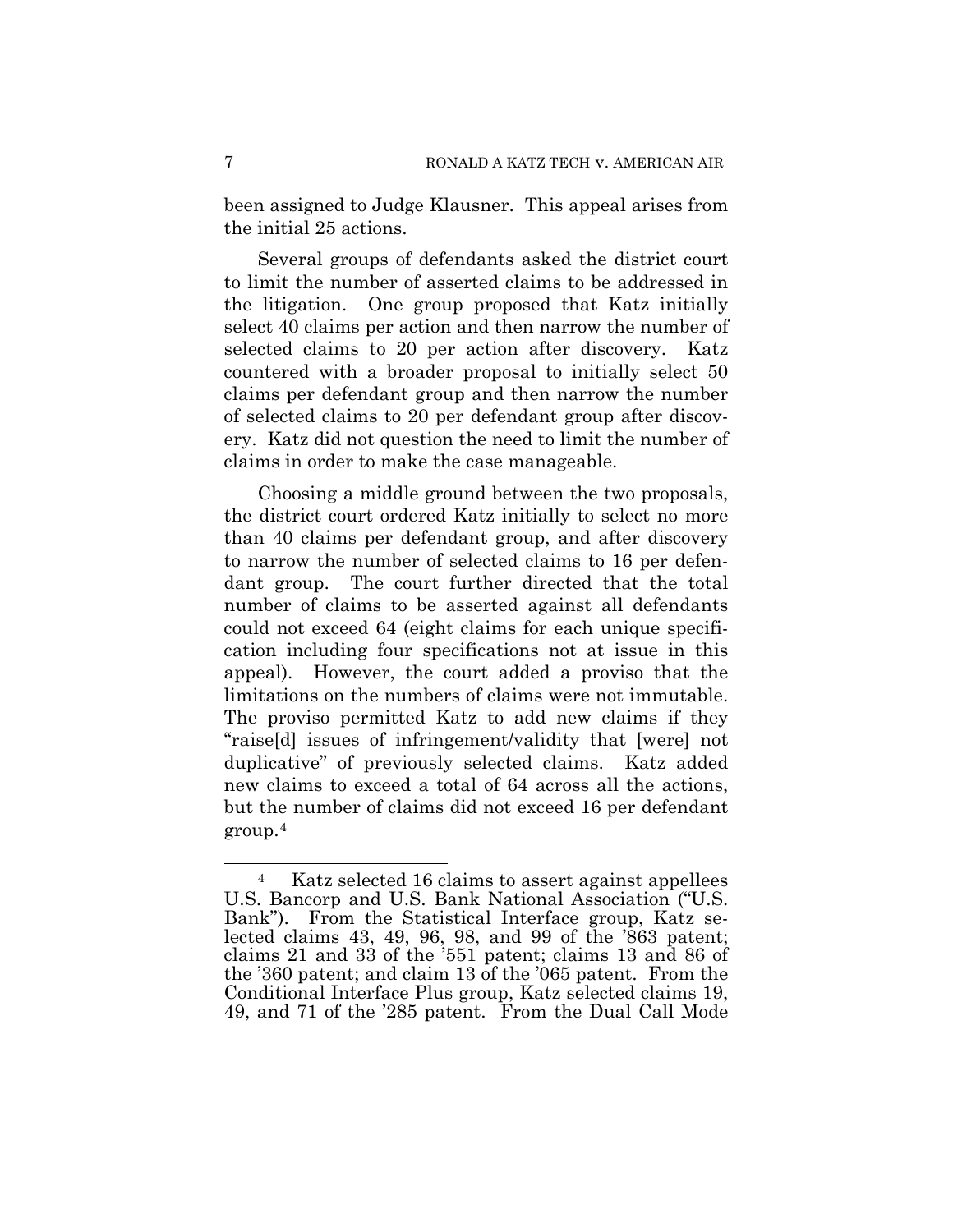been assigned to Judge Klausner. This appeal arises from the initial 25 actions.

Several groups of defendants asked the district court to limit the number of asserted claims to be addressed in the litigation. One group proposed that Katz initially select 40 claims per action and then narrow the number of selected claims to 20 per action after discovery. Katz countered with a broader proposal to initially select 50 claims per defendant group and then narrow the number of selected claims to 20 per defendant group after discovery. Katz did not question the need to limit the number of claims in order to make the case manageable.

Choosing a middle ground between the two proposals, the district court ordered Katz initially to select no more than 40 claims per defendant group, and after discovery to narrow the number of selected claims to 16 per defendant group. The court further directed that the total number of claims to be asserted against all defendants could not exceed 64 (eight claims for each unique specification including four specifications not at issue in this appeal). However, the court added a proviso that the limitations on the numbers of claims were not immutable. The proviso permitted Katz to add new claims if they "raise[d] issues of infringement/validity that [were] not duplicative" of previously selected claims. Katz added new claims to exceed a total of 64 across all the actions, but the number of claims did not exceed 16 per defendant group.[4]

---

[4] Katz selected 16 claims to assert against appellees U.S. Bancorp and U.S. Bank National Association ("U.S. Bank"). From the Statistical Interface group, Katz selected claims 43, 49, 96, 98, and 99 of the '863 patent; claims 21 and 33 of the '551 patent; claims 13 and 86 of the '360 patent; and claim 13 of the '065 patent. From the Conditional Interface Plus group, Katz selected claims 19, 49, and 71 of the '285 patent. From the Dual Call Mode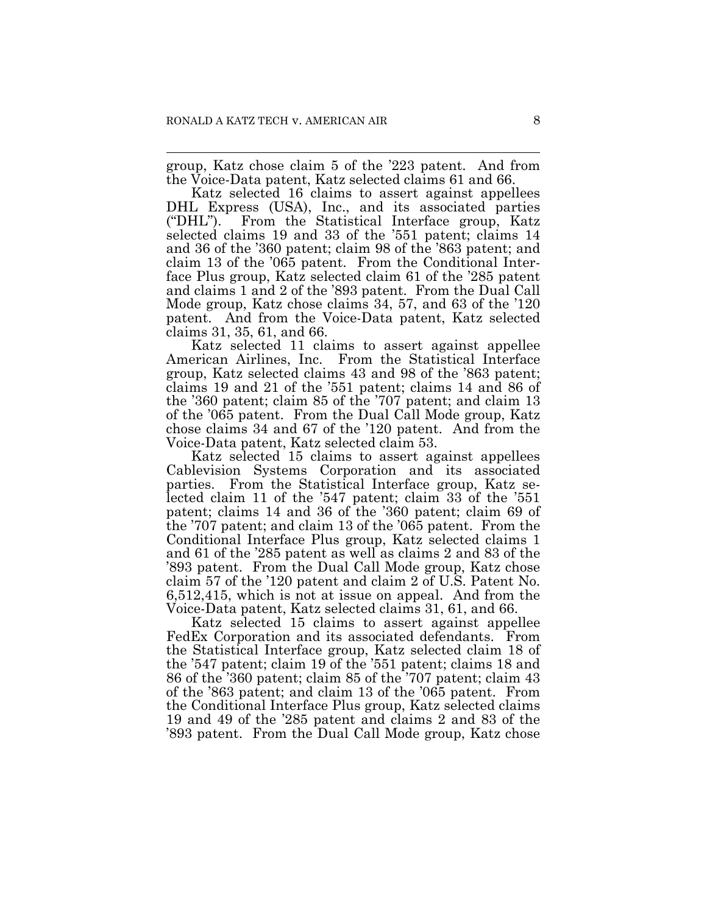group, Katz chose claim 5 of the '223 patent. And from the Voice-Data patent, Katz selected claims 61 and 66.

Katz selected 16 claims to assert against appellees DHL Express (USA), Inc., and its associated parties ("DHL"). From the Statistical Interface group, Katz selected claims 19 and 33 of the '551 patent; claims 14 and 36 of the '360 patent; claim 98 of the '863 patent; and claim 13 of the '065 patent. From the Conditional Interface Plus group, Katz selected claim 61 of the '285 patent and claims 1 and 2 of the '893 patent. From the Dual Call Mode group, Katz chose claims 34, 57, and 63 of the '120 patent. And from the Voice-Data patent, Katz selected claims 31, 35, 61, and 66.

Katz selected 11 claims to assert against appellee American Airlines, Inc. From the Statistical Interface group, Katz selected claims 43 and 98 of the '863 patent; claims 19 and 21 of the '551 patent; claims 14 and 86 of the '360 patent; claim 85 of the '707 patent; and claim 13 of the '065 patent. From the Dual Call Mode group, Katz chose claims 34 and 67 of the '120 patent. And from the Voice-Data patent, Katz selected claim 53.

Katz selected 15 claims to assert against appellees Cablevision Systems Corporation and its associated parties. From the Statistical Interface group, Katz selected claim 11 of the '547 patent; claim 33 of the '551 patent; claims 14 and 36 of the '360 patent; claim 69 of the '707 patent; and claim 13 of the '065 patent. From the Conditional Interface Plus group, Katz selected claims 1 and 61 of the '285 patent as well as claims 2 and 83 of the '893 patent. From the Dual Call Mode group, Katz chose claim 57 of the '120 patent and claim 2 of U.S. Patent No. 6,512,415, which is not at issue on appeal. And from the Voice-Data patent, Katz selected claims 31, 61, and 66.

Katz selected 15 claims to assert against appellee FedEx Corporation and its associated defendants. From the Statistical Interface group, Katz selected claim 18 of the '547 patent; claim 19 of the '551 patent; claims 18 and 86 of the '360 patent; claim 85 of the '707 patent; claim 43 of the '863 patent; and claim 13 of the '065 patent. From the Conditional Interface Plus group, Katz selected claims 19 and 49 of the '285 patent and claims 2 and 83 of the '893 patent. From the Dual Call Mode group, Katz chose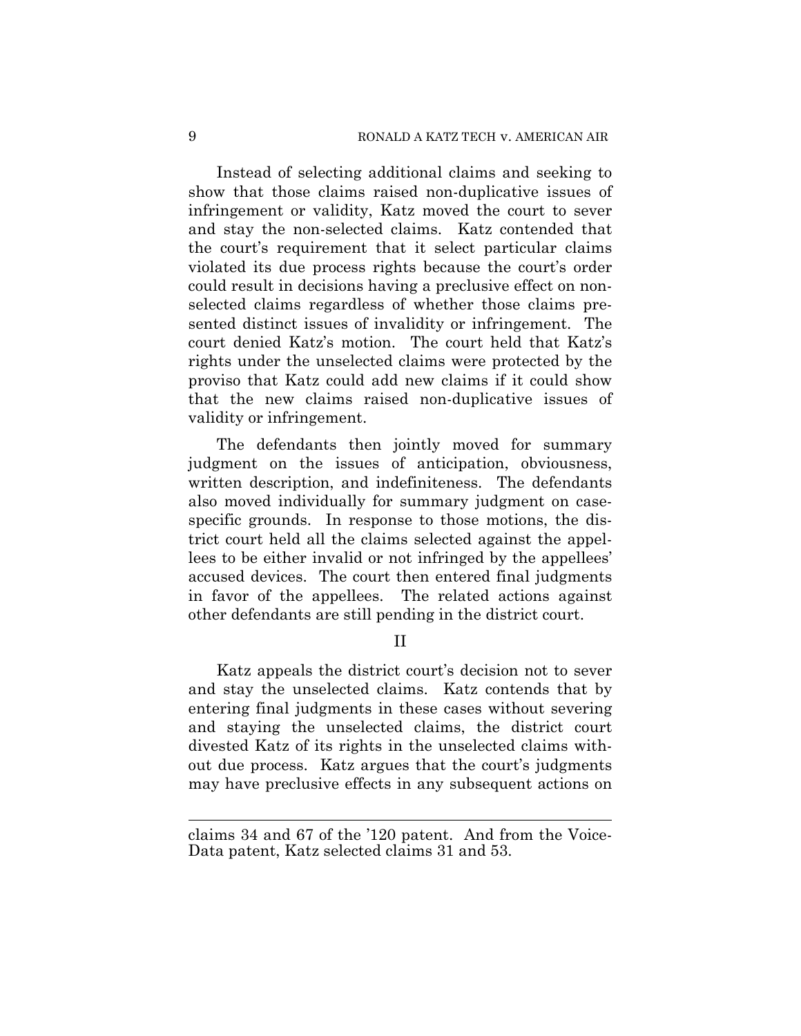Instead of selecting additional claims and seeking to show that those claims raised non-duplicative issues of infringement or validity, Katz moved the court to sever and stay the non-selected claims. Katz contended that the court's requirement that it select particular claims violated its due process rights because the court's order could result in decisions having a preclusive effect on non-selected claims regardless of whether those claims presented distinct issues of invalidity or infringement. The court denied Katz's motion. The court held that Katz's rights under the unselected claims were protected by the proviso that Katz could add new claims if it could show that the new claims raised non-duplicative issues of validity or infringement.

The defendants then jointly moved for summary judgment on the issues of anticipation, obviousness, written description, and indefiniteness. The defendants also moved individually for summary judgment on case-specific grounds. In response to those motions, the district court held all the claims selected against the appellees to be either invalid or not infringed by the appellees' accused devices. The court then entered final judgments in favor of the appellees. The related actions against other defendants are still pending in the district court.

## II

Katz appeals the district court's decision not to sever and stay the unselected claims. Katz contends that by entering final judgments in these cases without severing and staying the unselected claims, the district court divested Katz of its rights in the unselected claims without due process. Katz argues that the court's judgments may have preclusive effects in any subsequent actions on

---

claims 34 and 67 of the '120 patent. And from the Voice-Data patent, Katz selected claims 31 and 53.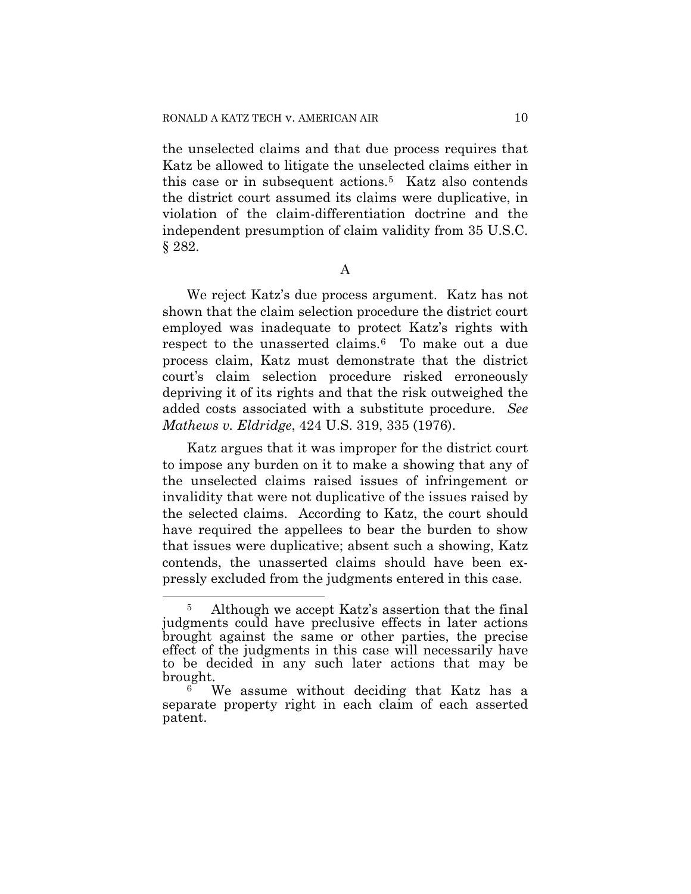the unselected claims and that due process requires that Katz be allowed to litigate the unselected claims either in this case or in subsequent actions.[5] Katz also contends the district court assumed its claims were duplicative, in violation of the claim-differentiation doctrine and the independent presumption of claim validity from 35 U.S.C. § 282.

## A

We reject Katz's due process argument. Katz has not shown that the claim selection procedure the district court employed was inadequate to protect Katz's rights with respect to the unasserted claims.[6] To make out a due process claim, Katz must demonstrate that the district court's claim selection procedure risked erroneously depriving it of its rights and that the risk outweighed the added costs associated with a substitute procedure. *See Mathews v. Eldridge*, 424 U.S. 319, 335 (1976).

Katz argues that it was improper for the district court to impose any burden on it to make a showing that any of the unselected claims raised issues of infringement or invalidity that were not duplicative of the issues raised by the selected claims. According to Katz, the court should have required the appellees to bear the burden to show that issues were duplicative; absent such a showing, Katz contends, the unasserted claims should have been expressly excluded from the judgments entered in this case.

---

[5] Although we accept Katz's assertion that the final judgments could have preclusive effects in later actions brought against the same or other parties, the precise effect of the judgments in this case will necessarily have to be decided in any such later actions that may be brought.

[6] We assume without deciding that Katz has a separate property right in each claim of each asserted patent.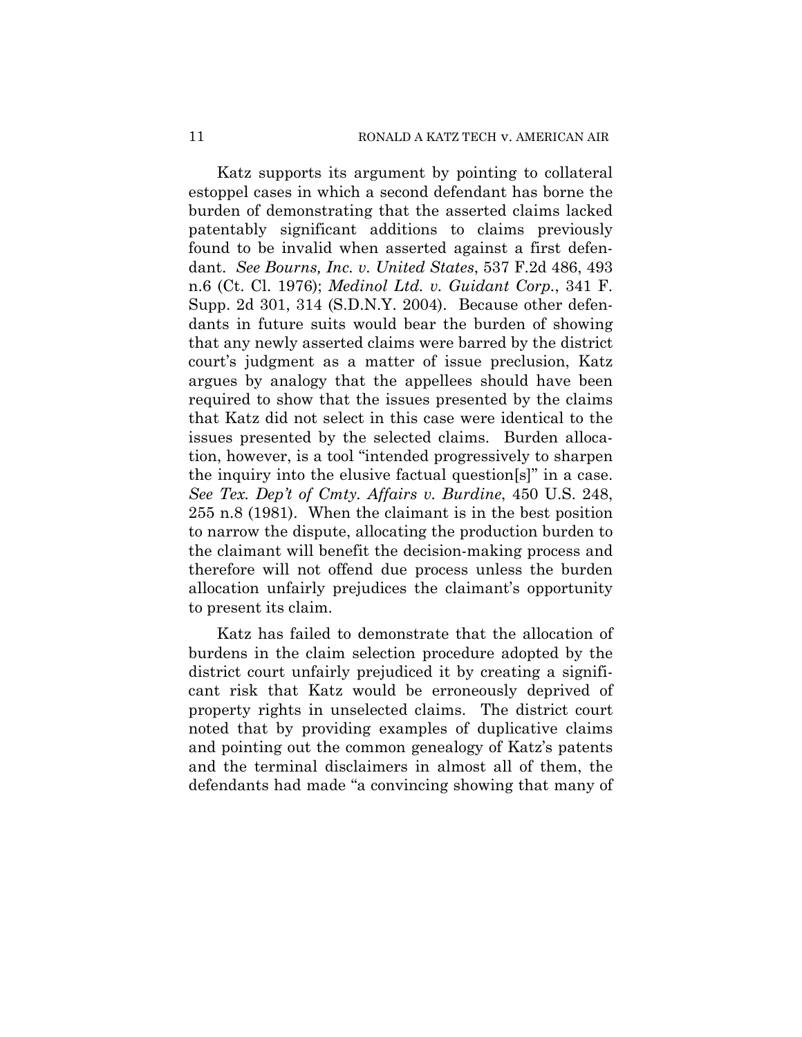Katz supports its argument by pointing to collateral estoppel cases in which a second defendant has borne the burden of demonstrating that the asserted claims lacked patentably significant additions to claims previously found to be invalid when asserted against a first defendant. *See Bourns, Inc. v. United States*, 537 F.2d 486, 493 n.6 (Ct. Cl. 1976); *Medinol Ltd. v. Guidant Corp.*, 341 F. Supp. 2d 301, 314 (S.D.N.Y. 2004). Because other defendants in future suits would bear the burden of showing that any newly asserted claims were barred by the district court's judgment as a matter of issue preclusion, Katz argues by analogy that the appellees should have been required to show that the issues presented by the claims that Katz did not select in this case were identical to the issues presented by the selected claims. Burden allocation, however, is a tool "intended progressively to sharpen the inquiry into the elusive factual question[s]" in a case. *See Tex. Dep't of Cmty. Affairs v. Burdine*, 450 U.S. 248, 255 n.8 (1981). When the claimant is in the best position to narrow the dispute, allocating the production burden to the claimant will benefit the decision-making process and therefore will not offend due process unless the burden allocation unfairly prejudices the claimant's opportunity to present its claim.

Katz has failed to demonstrate that the allocation of burdens in the claim selection procedure adopted by the district court unfairly prejudiced it by creating a significant risk that Katz would be erroneously deprived of property rights in unselected claims. The district court noted that by providing examples of duplicative claims and pointing out the common genealogy of Katz's patents and the terminal disclaimers in almost all of them, the defendants had made "a convincing showing that many of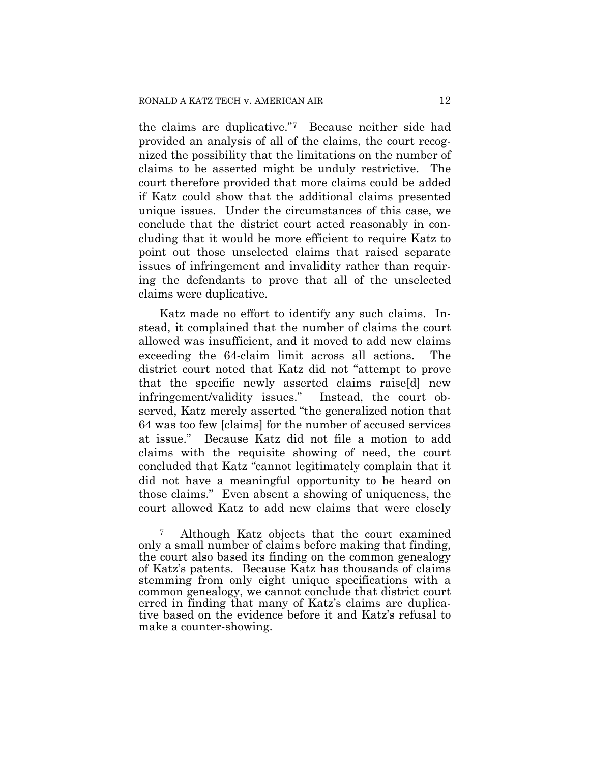the claims are duplicative."[7] Because neither side had provided an analysis of all of the claims, the court recognized the possibility that the limitations on the number of claims to be asserted might be unduly restrictive. The court therefore provided that more claims could be added if Katz could show that the additional claims presented unique issues. Under the circumstances of this case, we conclude that the district court acted reasonably in concluding that it would be more efficient to require Katz to point out those unselected claims that raised separate issues of infringement and invalidity rather than requiring the defendants to prove that all of the unselected claims were duplicative.

Katz made no effort to identify any such claims. Instead, it complained that the number of claims the court allowed was insufficient, and it moved to add new claims exceeding the 64-claim limit across all actions. The district court noted that Katz did not "attempt to prove that the specific newly asserted claims raise[d] new infringement/validity issues." Instead, the court observed, Katz merely asserted "the generalized notion that 64 was too few [claims] for the number of accused services at issue." Because Katz did not file a motion to add claims with the requisite showing of need, the court concluded that Katz "cannot legitimately complain that it did not have a meaningful opportunity to be heard on those claims." Even absent a showing of uniqueness, the court allowed Katz to add new claims that were closely

[7] Although Katz objects that the court examined only a small number of claims before making that finding, the court also based its finding on the common genealogy of Katz's patents. Because Katz has thousands of claims stemming from only eight unique specifications with a common genealogy, we cannot conclude that district court erred in finding that many of Katz's claims are duplicative based on the evidence before it and Katz's refusal to make a counter-showing.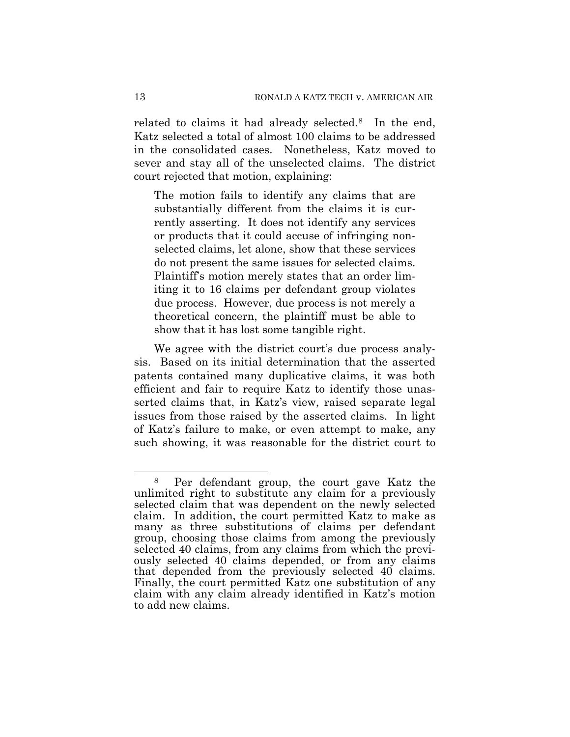related to claims it had already selected.[8] In the end, Katz selected a total of almost 100 claims to be addressed in the consolidated cases. Nonetheless, Katz moved to sever and stay all of the unselected claims. The district court rejected that motion, explaining:

> The motion fails to identify any claims that are substantially different from the claims it is currently asserting. It does not identify any services or products that it could accuse of infringing non-selected claims, let alone, show that these services do not present the same issues for selected claims. Plaintiff's motion merely states that an order limiting it to 16 claims per defendant group violates due process. However, due process is not merely a theoretical concern, the plaintiff must be able to show that it has lost some tangible right.

We agree with the district court's due process analysis. Based on its initial determination that the asserted patents contained many duplicative claims, it was both efficient and fair to require Katz to identify those unasserted claims that, in Katz's view, raised separate legal issues from those raised by the asserted claims. In light of Katz's failure to make, or even attempt to make, any such showing, it was reasonable for the district court to

---

[8] Per defendant group, the court gave Katz the unlimited right to substitute any claim for a previously selected claim that was dependent on the newly selected claim. In addition, the court permitted Katz to make as many as three substitutions of claims per defendant group, choosing those claims from among the previously selected 40 claims, from any claims from which the previously selected 40 claims depended, or from any claims that depended from the previously selected 40 claims. Finally, the court permitted Katz one substitution of any claim with any claim already identified in Katz's motion to add new claims.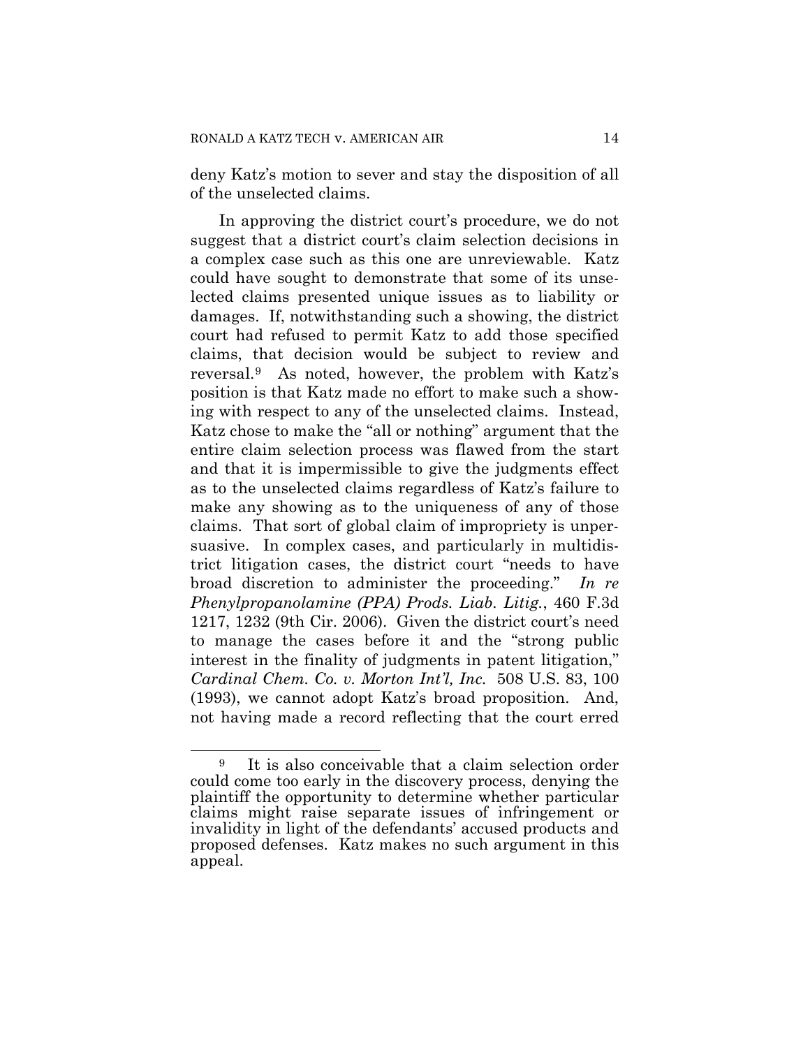deny Katz's motion to sever and stay the disposition of all of the unselected claims.

In approving the district court's procedure, we do not suggest that a district court's claim selection decisions in a complex case such as this one are unreviewable. Katz could have sought to demonstrate that some of its unselected claims presented unique issues as to liability or damages. If, notwithstanding such a showing, the district court had refused to permit Katz to add those specified claims, that decision would be subject to review and reversal.[9] As noted, however, the problem with Katz's position is that Katz made no effort to make such a showing with respect to any of the unselected claims. Instead, Katz chose to make the "all or nothing" argument that the entire claim selection process was flawed from the start and that it is impermissible to give the judgments effect as to the unselected claims regardless of Katz's failure to make any showing as to the uniqueness of any of those claims. That sort of global claim of impropriety is unpersuasive. In complex cases, and particularly in multidistrict litigation cases, the district court "needs to have broad discretion to administer the proceeding." *In re Phenylpropanolamine (PPA) Prods. Liab. Litig.*, 460 F.3d 1217, 1232 (9th Cir. 2006). Given the district court's need to manage the cases before it and the "strong public interest in the finality of judgments in patent litigation," *Cardinal Chem. Co. v. Morton Int'l, Inc.* 508 U.S. 83, 100 (1993), we cannot adopt Katz's broad proposition. And, not having made a record reflecting that the court erred

---

[9] It is also conceivable that a claim selection order could come too early in the discovery process, denying the plaintiff the opportunity to determine whether particular claims might raise separate issues of infringement or invalidity in light of the defendants' accused products and proposed defenses. Katz makes no such argument in this appeal.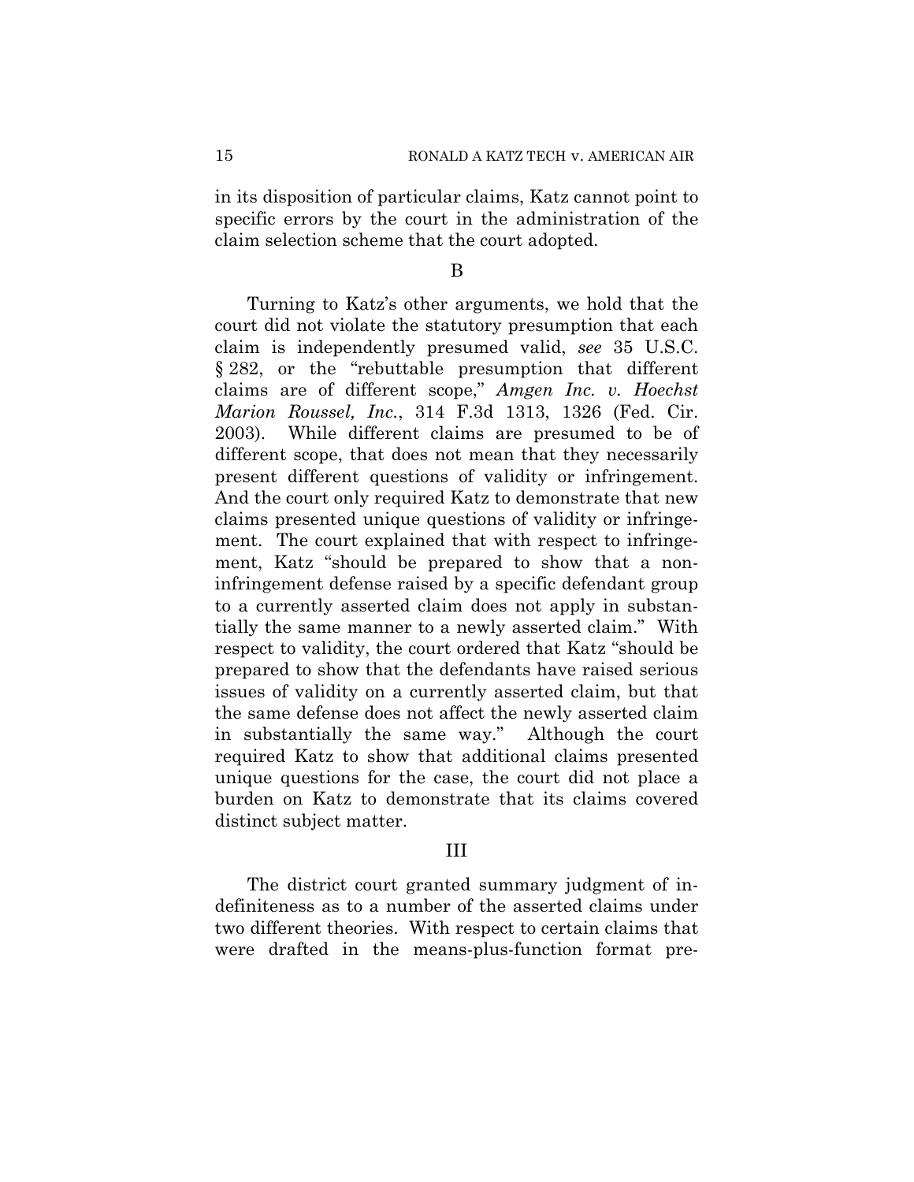in its disposition of particular claims, Katz cannot point to specific errors by the court in the administration of the claim selection scheme that the court adopted.

### B

Turning to Katz's other arguments, we hold that the court did not violate the statutory presumption that each claim is independently presumed valid, *see* 35 U.S.C. § 282, or the "rebuttable presumption that different claims are of different scope," *Amgen Inc. v. Hoechst Marion Roussel, Inc.*, 314 F.3d 1313, 1326 (Fed. Cir. 2003). While different claims are presumed to be of different scope, that does not mean that they necessarily present different questions of validity or infringement. And the court only required Katz to demonstrate that new claims presented unique questions of validity or infringement. The court explained that with respect to infringement, Katz "should be prepared to show that a non-infringement defense raised by a specific defendant group to a currently asserted claim does not apply in substantially the same manner to a newly asserted claim." With respect to validity, the court ordered that Katz "should be prepared to show that the defendants have raised serious issues of validity on a currently asserted claim, but that the same defense does not affect the newly asserted claim in substantially the same way." Although the court required Katz to show that additional claims presented unique questions for the case, the court did not place a burden on Katz to demonstrate that its claims covered distinct subject matter.

## III

The district court granted summary judgment of indefiniteness as to a number of the asserted claims under two different theories. With respect to certain claims that were drafted in the means-plus-function format pre-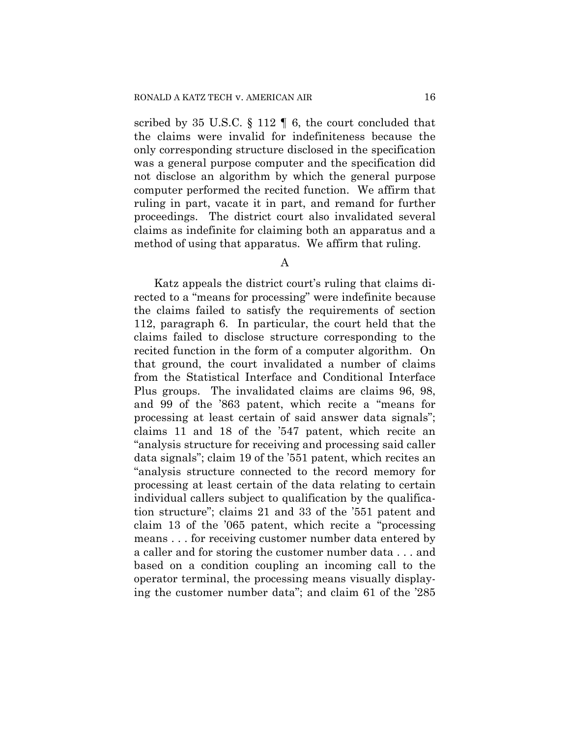scribed by 35 U.S.C. § 112 ¶ 6, the court concluded that the claims were invalid for indefiniteness because the only corresponding structure disclosed in the specification was a general purpose computer and the specification did not disclose an algorithm by which the general purpose computer performed the recited function. We affirm that ruling in part, vacate it in part, and remand for further proceedings. The district court also invalidated several claims as indefinite for claiming both an apparatus and a method of using that apparatus. We affirm that ruling.

### A

Katz appeals the district court's ruling that claims directed to a "means for processing" were indefinite because the claims failed to satisfy the requirements of section 112, paragraph 6. In particular, the court held that the claims failed to disclose structure corresponding to the recited function in the form of a computer algorithm. On that ground, the court invalidated a number of claims from the Statistical Interface and Conditional Interface Plus groups. The invalidated claims are claims 96, 98, and 99 of the '863 patent, which recite a "means for processing at least certain of said answer data signals"; claims 11 and 18 of the '547 patent, which recite an "analysis structure for receiving and processing said caller data signals"; claim 19 of the '551 patent, which recites an "analysis structure connected to the record memory for processing at least certain of the data relating to certain individual callers subject to qualification by the qualification structure"; claims 21 and 33 of the '551 patent and claim 13 of the '065 patent, which recite a "processing means . . . for receiving customer number data entered by a caller and for storing the customer number data . . . and based on a condition coupling an incoming call to the operator terminal, the processing means visually displaying the customer number data"; and claim 61 of the '285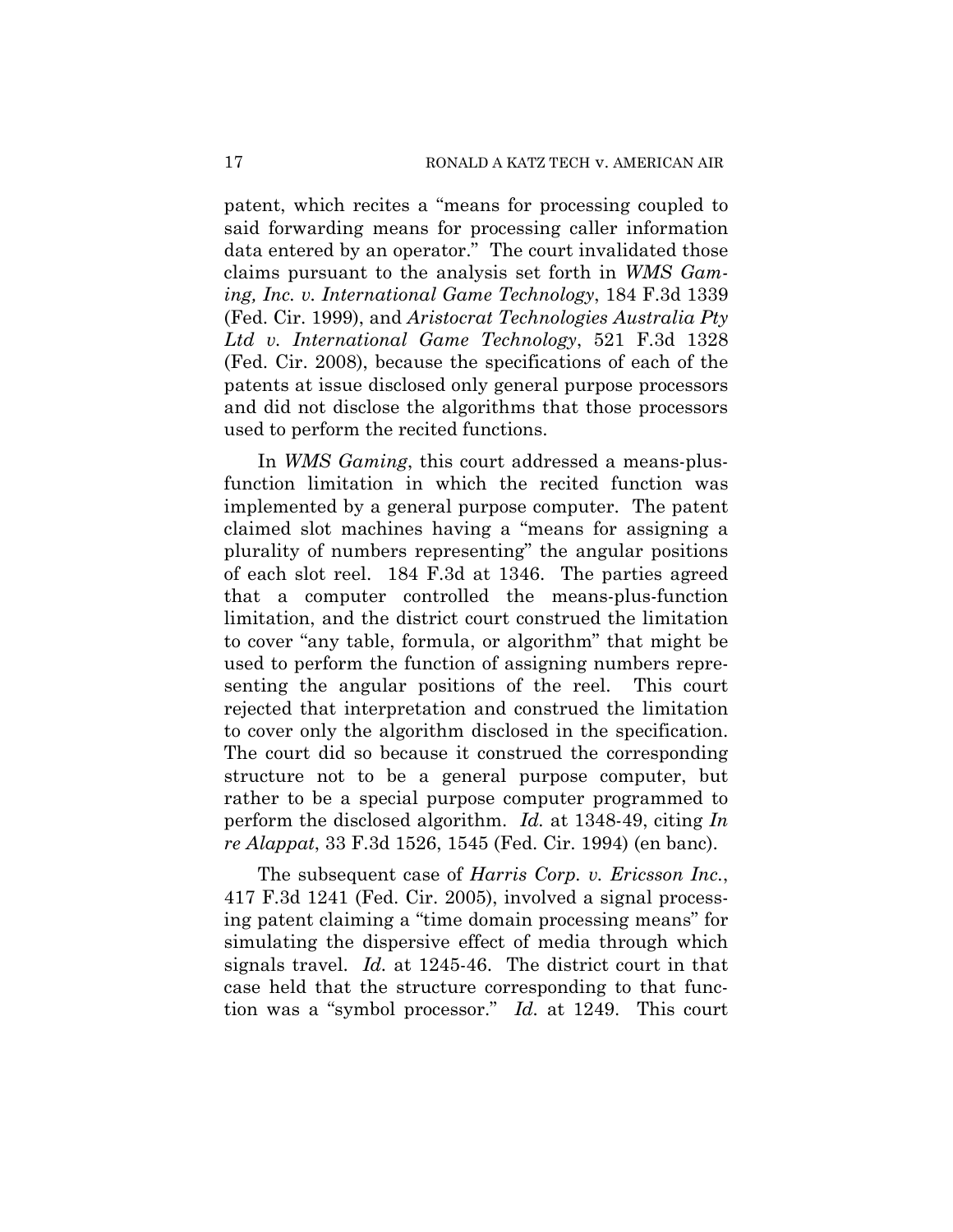patent, which recites a "means for processing coupled to said forwarding means for processing caller information data entered by an operator." The court invalidated those claims pursuant to the analysis set forth in *WMS Gaming, Inc. v. International Game Technology*, 184 F.3d 1339 (Fed. Cir. 1999), and *Aristocrat Technologies Australia Pty Ltd v. International Game Technology*, 521 F.3d 1328 (Fed. Cir. 2008), because the specifications of each of the patents at issue disclosed only general purpose processors and did not disclose the algorithms that those processors used to perform the recited functions.

In *WMS Gaming*, this court addressed a means-plus-function limitation in which the recited function was implemented by a general purpose computer. The patent claimed slot machines having a "means for assigning a plurality of numbers representing" the angular positions of each slot reel. 184 F.3d at 1346. The parties agreed that a computer controlled the means-plus-function limitation, and the district court construed the limitation to cover "any table, formula, or algorithm" that might be used to perform the function of assigning numbers representing the angular positions of the reel. This court rejected that interpretation and construed the limitation to cover only the algorithm disclosed in the specification. The court did so because it construed the corresponding structure not to be a general purpose computer, but rather to be a special purpose computer programmed to perform the disclosed algorithm. *Id.* at 1348-49, citing *In re Alappat*, 33 F.3d 1526, 1545 (Fed. Cir. 1994) (en banc).

The subsequent case of *Harris Corp. v. Ericsson Inc.*, 417 F.3d 1241 (Fed. Cir. 2005), involved a signal processing patent claiming a "time domain processing means" for simulating the dispersive effect of media through which signals travel. *Id.* at 1245-46. The district court in that case held that the structure corresponding to that function was a "symbol processor." *Id.* at 1249. This court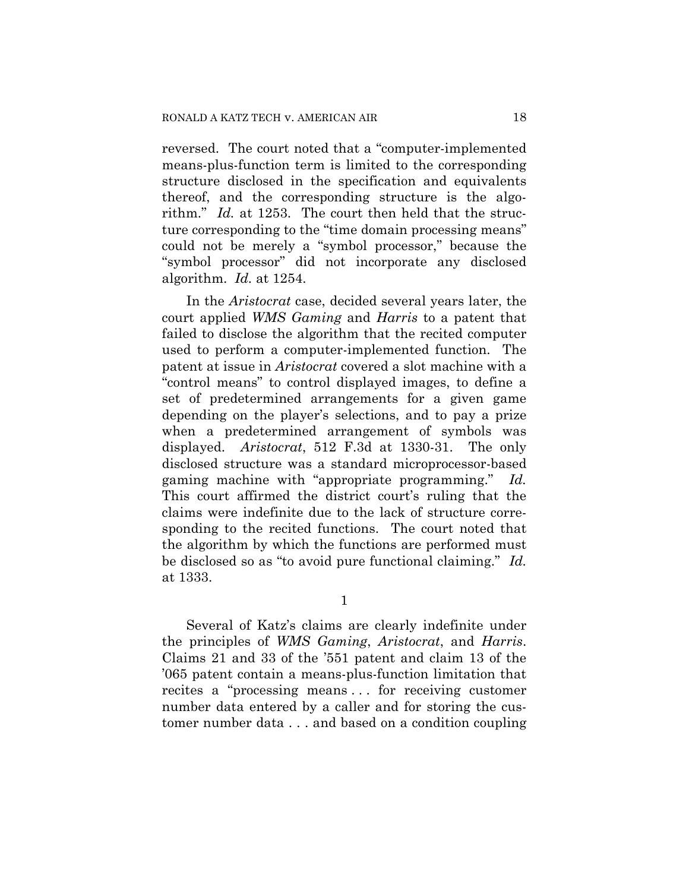reversed. The court noted that a "computer-implemented means-plus-function term is limited to the corresponding structure disclosed in the specification and equivalents thereof, and the corresponding structure is the algorithm." *Id.* at 1253. The court then held that the structure corresponding to the "time domain processing means" could not be merely a "symbol processor," because the "symbol processor" did not incorporate any disclosed algorithm. *Id.* at 1254.

In the *Aristocrat* case, decided several years later, the court applied *WMS Gaming* and *Harris* to a patent that failed to disclose the algorithm that the recited computer used to perform a computer-implemented function. The patent at issue in *Aristocrat* covered a slot machine with a "control means" to control displayed images, to define a set of predetermined arrangements for a given game depending on the player's selections, and to pay a prize when a predetermined arrangement of symbols was displayed. *Aristocrat*, 512 F.3d at 1330-31. The only disclosed structure was a standard microprocessor-based gaming machine with "appropriate programming." *Id.* This court affirmed the district court's ruling that the claims were indefinite due to the lack of structure corresponding to the recited functions. The court noted that the algorithm by which the functions are performed must be disclosed so as "to avoid pure functional claiming." *Id.* at 1333.

1

Several of Katz's claims are clearly indefinite under the principles of *WMS Gaming*, *Aristocrat*, and *Harris*. Claims 21 and 33 of the '551 patent and claim 13 of the '065 patent contain a means-plus-function limitation that recites a "processing means . . . for receiving customer number data entered by a caller and for storing the customer number data . . . and based on a condition coupling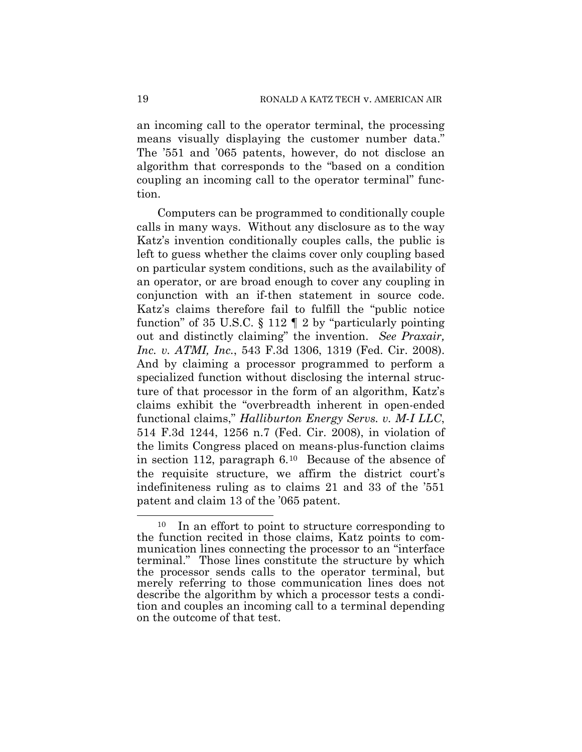an incoming call to the operator terminal, the processing means visually displaying the customer number data." The '551 and '065 patents, however, do not disclose an algorithm that corresponds to the "based on a condition coupling an incoming call to the operator terminal" function.

Computers can be programmed to conditionally couple calls in many ways. Without any disclosure as to the way Katz's invention conditionally couples calls, the public is left to guess whether the claims cover only coupling based on particular system conditions, such as the availability of an operator, or are broad enough to cover any coupling in conjunction with an if-then statement in source code. Katz's claims therefore fail to fulfill the "public notice function" of 35 U.S.C. § 112 ¶ 2 by "particularly pointing out and distinctly claiming" the invention. *See Praxair, Inc. v. ATMI, Inc.*, 543 F.3d 1306, 1319 (Fed. Cir. 2008). And by claiming a processor programmed to perform a specialized function without disclosing the internal structure of that processor in the form of an algorithm, Katz's claims exhibit the "overbreadth inherent in open-ended functional claims," *Halliburton Energy Servs. v. M-I LLC*, 514 F.3d 1244, 1256 n.7 (Fed. Cir. 2008), in violation of the limits Congress placed on means-plus-function claims in section 112, paragraph 6.[10] Because of the absence of the requisite structure, we affirm the district court's indefiniteness ruling as to claims 21 and 33 of the '551 patent and claim 13 of the '065 patent.

[10] In an effort to point to structure corresponding to the function recited in those claims, Katz points to communication lines connecting the processor to an "interface terminal." Those lines constitute the structure by which the processor sends calls to the operator terminal, but merely referring to those communication lines does not describe the algorithm by which a processor tests a condition and couples an incoming call to a terminal depending on the outcome of that test.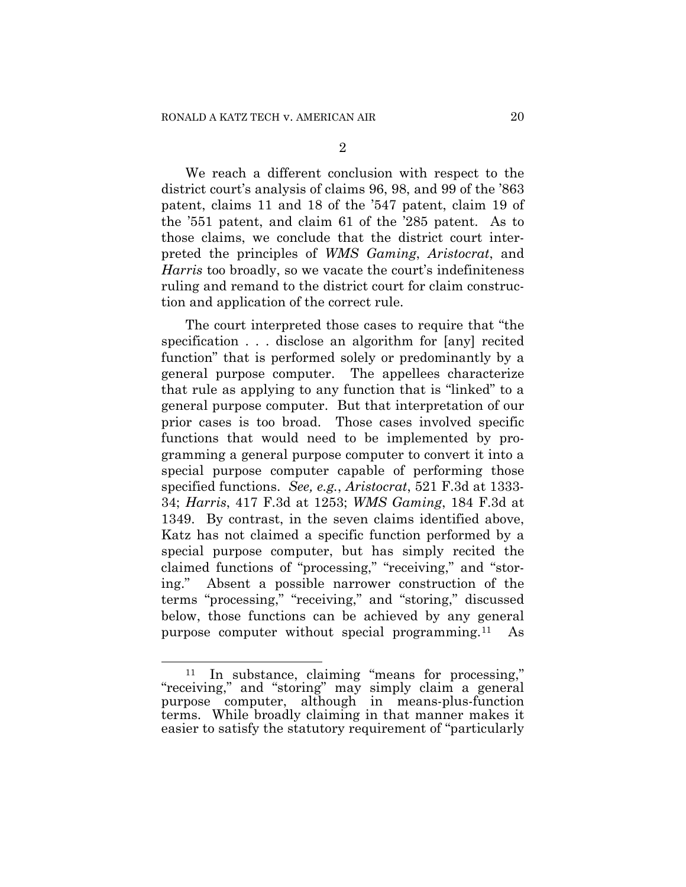2

We reach a different conclusion with respect to the district court's analysis of claims 96, 98, and 99 of the '863 patent, claims 11 and 18 of the '547 patent, claim 19 of the '551 patent, and claim 61 of the '285 patent. As to those claims, we conclude that the district court interpreted the principles of *WMS Gaming*, *Aristocrat*, and *Harris* too broadly, so we vacate the court's indefiniteness ruling and remand to the district court for claim construction and application of the correct rule.

The court interpreted those cases to require that "the specification . . . disclose an algorithm for [any] recited function" that is performed solely or predominantly by a general purpose computer. The appellees characterize that rule as applying to any function that is "linked" to a general purpose computer. But that interpretation of our prior cases is too broad. Those cases involved specific functions that would need to be implemented by programming a general purpose computer to convert it into a special purpose computer capable of performing those specified functions. *See, e.g.*, *Aristocrat*, 521 F.3d at 1333-34; *Harris*, 417 F.3d at 1253; *WMS Gaming*, 184 F.3d at 1349. By contrast, in the seven claims identified above, Katz has not claimed a specific function performed by a special purpose computer, but has simply recited the claimed functions of "processing," "receiving," and "storing." Absent a possible narrower construction of the terms "processing," "receiving," and "storing," discussed below, those functions can be achieved by any general purpose computer without special programming.[11] As

[11] In substance, claiming "means for processing," "receiving," and "storing" may simply claim a general purpose computer, although in means-plus-function terms. While broadly claiming in that manner makes it easier to satisfy the statutory requirement of "particularly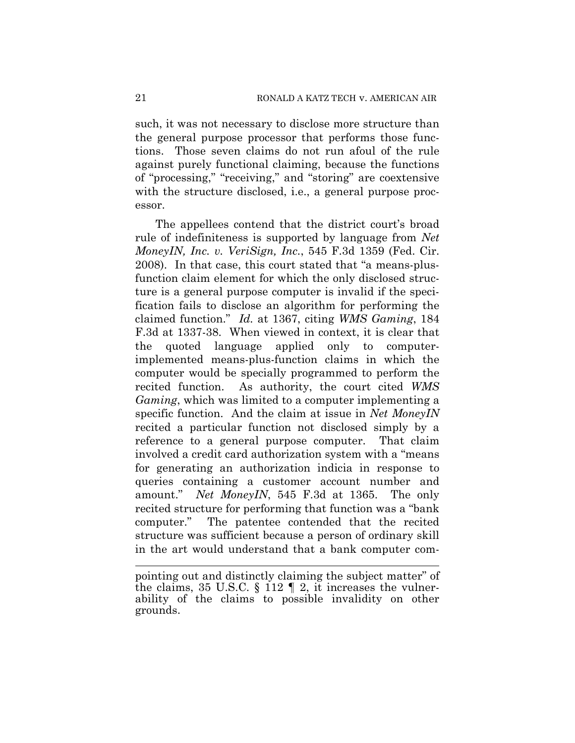such, it was not necessary to disclose more structure than the general purpose processor that performs those functions. Those seven claims do not run afoul of the rule against purely functional claiming, because the functions of "processing," "receiving," and "storing" are coextensive with the structure disclosed, i.e., a general purpose processor.

The appellees contend that the district court's broad rule of indefiniteness is supported by language from *Net MoneyIN, Inc. v. VeriSign, Inc.*, 545 F.3d 1359 (Fed. Cir. 2008). In that case, this court stated that "a means-plus-function claim element for which the only disclosed structure is a general purpose computer is invalid if the specification fails to disclose an algorithm for performing the claimed function." *Id.* at 1367, citing *WMS Gaming*, 184 F.3d at 1337-38. When viewed in context, it is clear that the quoted language applied only to computer-implemented means-plus-function claims in which the computer would be specially programmed to perform the recited function. As authority, the court cited *WMS Gaming*, which was limited to a computer implementing a specific function. And the claim at issue in *Net MoneyIN* recited a particular function not disclosed simply by a reference to a general purpose computer. That claim involved a credit card authorization system with a "means for generating an authorization indicia in response to queries containing a customer account number and amount." *Net MoneyIN*, 545 F.3d at 1365. The only recited structure for performing that function was a "bank computer." The patentee contended that the recited structure was sufficient because a person of ordinary skill in the art would understand that a bank computer com-

---

pointing out and distinctly claiming the subject matter" of the claims, 35 U.S.C. § 112 ¶ 2, it increases the vulnerability of the claims to possible invalidity on other grounds.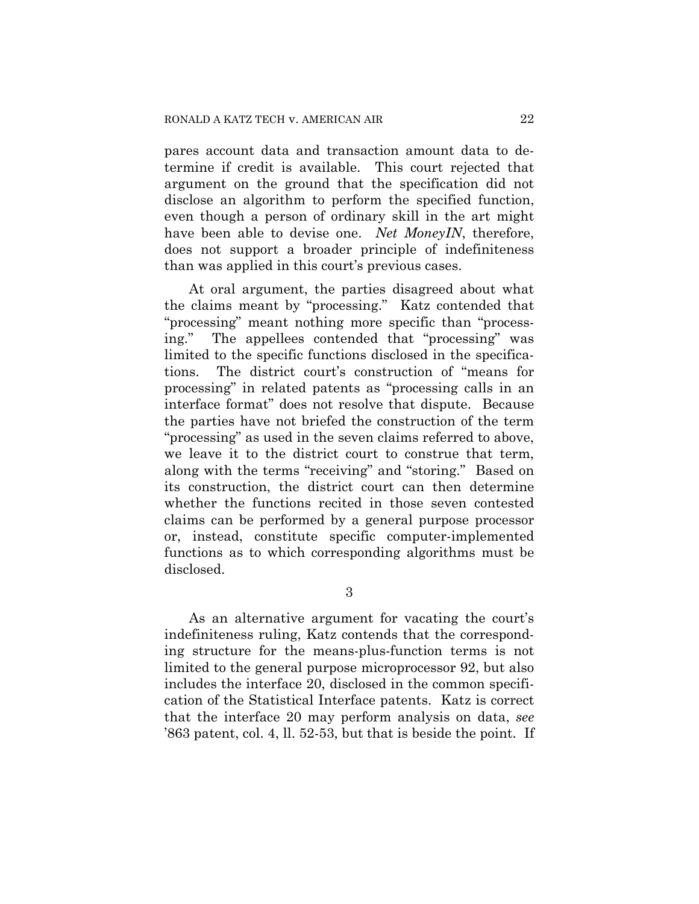pares account data and transaction amount data to determine if credit is available. This court rejected that argument on the ground that the specification did not disclose an algorithm to perform the specified function, even though a person of ordinary skill in the art might have been able to devise one. *Net MoneyIN*, therefore, does not support a broader principle of indefiniteness than was applied in this court's previous cases.

At oral argument, the parties disagreed about what the claims meant by "processing." Katz contended that "processing" meant nothing more specific than "processing." The appellees contended that "processing" was limited to the specific functions disclosed in the specifications. The district court's construction of "means for processing" in related patents as "processing calls in an interface format" does not resolve that dispute. Because the parties have not briefed the construction of the term "processing" as used in the seven claims referred to above, we leave it to the district court to construe that term, along with the terms "receiving" and "storing." Based on its construction, the district court can then determine whether the functions recited in those seven contested claims can be performed by a general purpose processor or, instead, constitute specific computer-implemented functions as to which corresponding algorithms must be disclosed.

3

As an alternative argument for vacating the court's indefiniteness ruling, Katz contends that the corresponding structure for the means-plus-function terms is not limited to the general purpose microprocessor 92, but also includes the interface 20, disclosed in the common specification of the Statistical Interface patents. Katz is correct that the interface 20 may perform analysis on data, *see* '863 patent, col. 4, ll. 52-53, but that is beside the point. If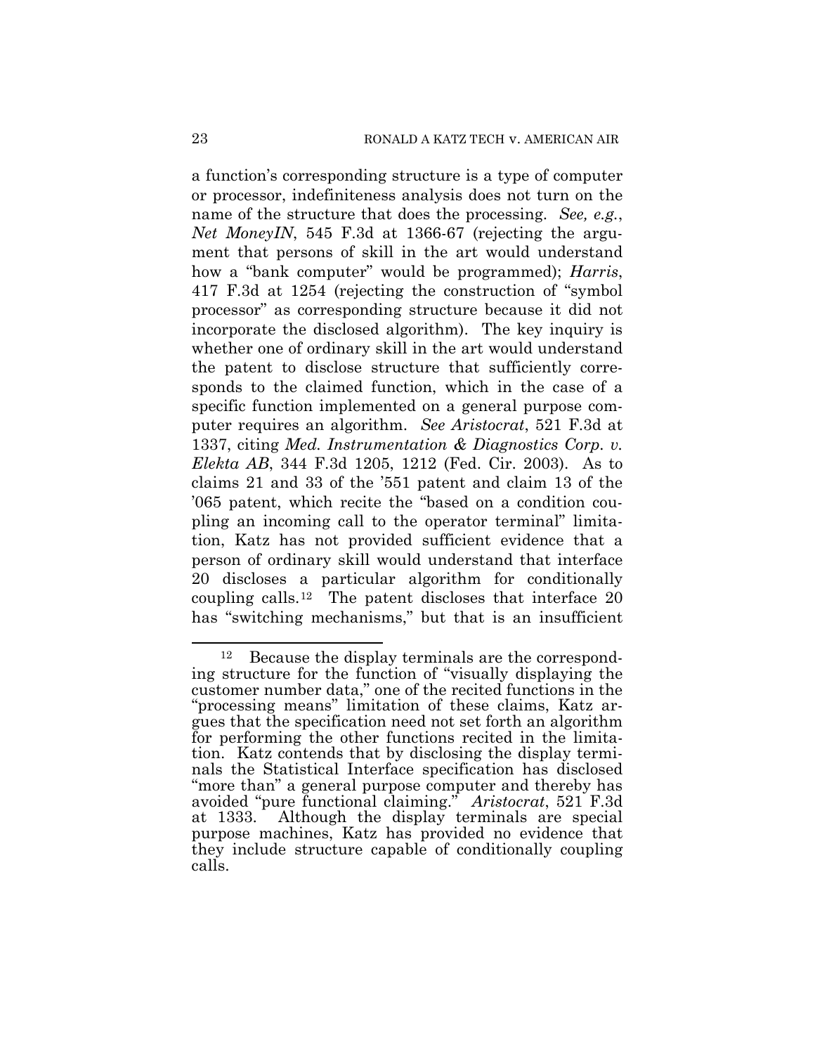a function's corresponding structure is a type of computer or processor, indefiniteness analysis does not turn on the name of the structure that does the processing. *See, e.g.*, *Net MoneyIN*, 545 F.3d at 1366-67 (rejecting the argument that persons of skill in the art would understand how a "bank computer" would be programmed); *Harris*, 417 F.3d at 1254 (rejecting the construction of "symbol processor" as corresponding structure because it did not incorporate the disclosed algorithm). The key inquiry is whether one of ordinary skill in the art would understand the patent to disclose structure that sufficiently corresponds to the claimed function, which in the case of a specific function implemented on a general purpose computer requires an algorithm. *See Aristocrat*, 521 F.3d at 1337, citing *Med. Instrumentation & Diagnostics Corp. v. Elekta AB*, 344 F.3d 1205, 1212 (Fed. Cir. 2003). As to claims 21 and 33 of the '551 patent and claim 13 of the '065 patent, which recite the "based on a condition coupling an incoming call to the operator terminal" limitation, Katz has not provided sufficient evidence that a person of ordinary skill would understand that interface 20 discloses a particular algorithm for conditionally coupling calls.[12] The patent discloses that interface 20 has "switching mechanisms," but that is an insufficient

---

[12] Because the display terminals are the corresponding structure for the function of "visually displaying the customer number data," one of the recited functions in the "processing means" limitation of these claims, Katz argues that the specification need not set forth an algorithm for performing the other functions recited in the limitation. Katz contends that by disclosing the display terminals the Statistical Interface specification has disclosed "more than" a general purpose computer and thereby has avoided "pure functional claiming." *Aristocrat*, 521 F.3d at 1333. Although the display terminals are special purpose machines, Katz has provided no evidence that they include structure capable of conditionally coupling calls.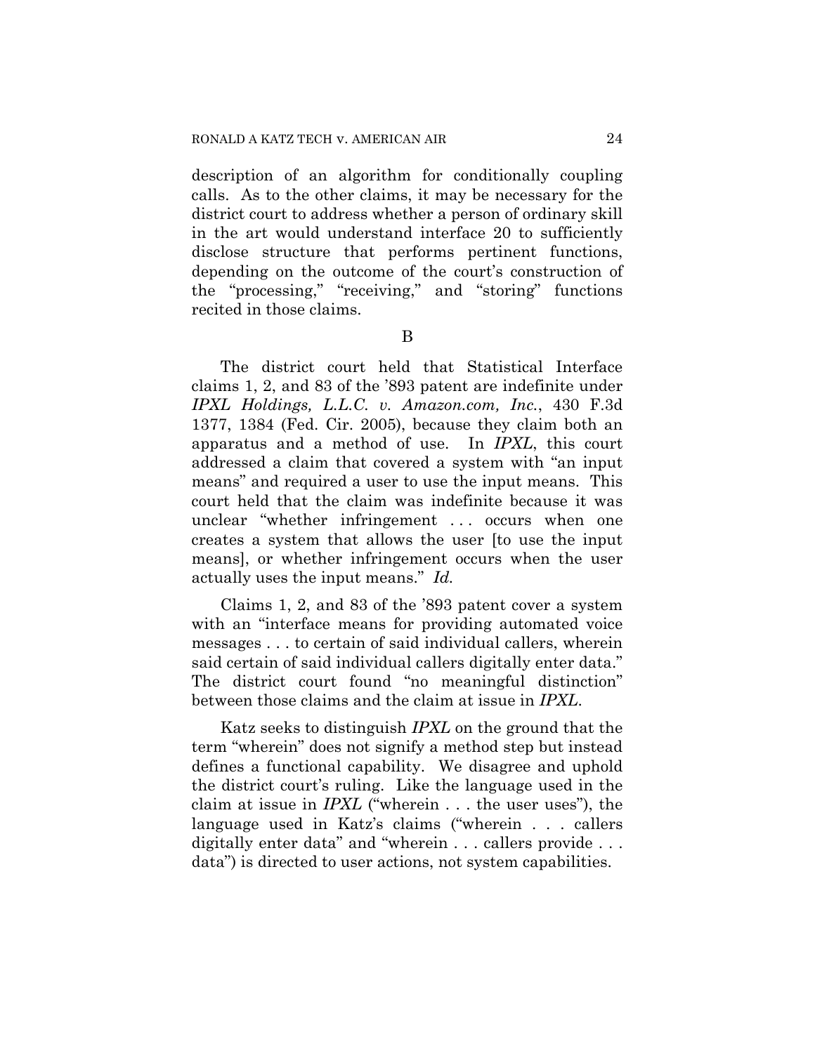description of an algorithm for conditionally coupling calls. As to the other claims, it may be necessary for the district court to address whether a person of ordinary skill in the art would understand interface 20 to sufficiently disclose structure that performs pertinent functions, depending on the outcome of the court's construction of the "processing," "receiving," and "storing" functions recited in those claims.

B

The district court held that Statistical Interface claims 1, 2, and 83 of the '893 patent are indefinite under *IPXL Holdings, L.L.C. v. Amazon.com, Inc.*, 430 F.3d 1377, 1384 (Fed. Cir. 2005), because they claim both an apparatus and a method of use. In *IPXL*, this court addressed a claim that covered a system with "an input means" and required a user to use the input means. This court held that the claim was indefinite because it was unclear "whether infringement . . . occurs when one creates a system that allows the user [to use the input means], or whether infringement occurs when the user actually uses the input means." *Id.*

Claims 1, 2, and 83 of the '893 patent cover a system with an "interface means for providing automated voice messages . . . to certain of said individual callers, wherein said certain of said individual callers digitally enter data." The district court found "no meaningful distinction" between those claims and the claim at issue in *IPXL*.

Katz seeks to distinguish *IPXL* on the ground that the term "wherein" does not signify a method step but instead defines a functional capability. We disagree and uphold the district court's ruling. Like the language used in the claim at issue in *IPXL* ("wherein . . . the user uses"), the language used in Katz's claims ("wherein . . . callers digitally enter data" and "wherein . . . callers provide . . . data") is directed to user actions, not system capabilities.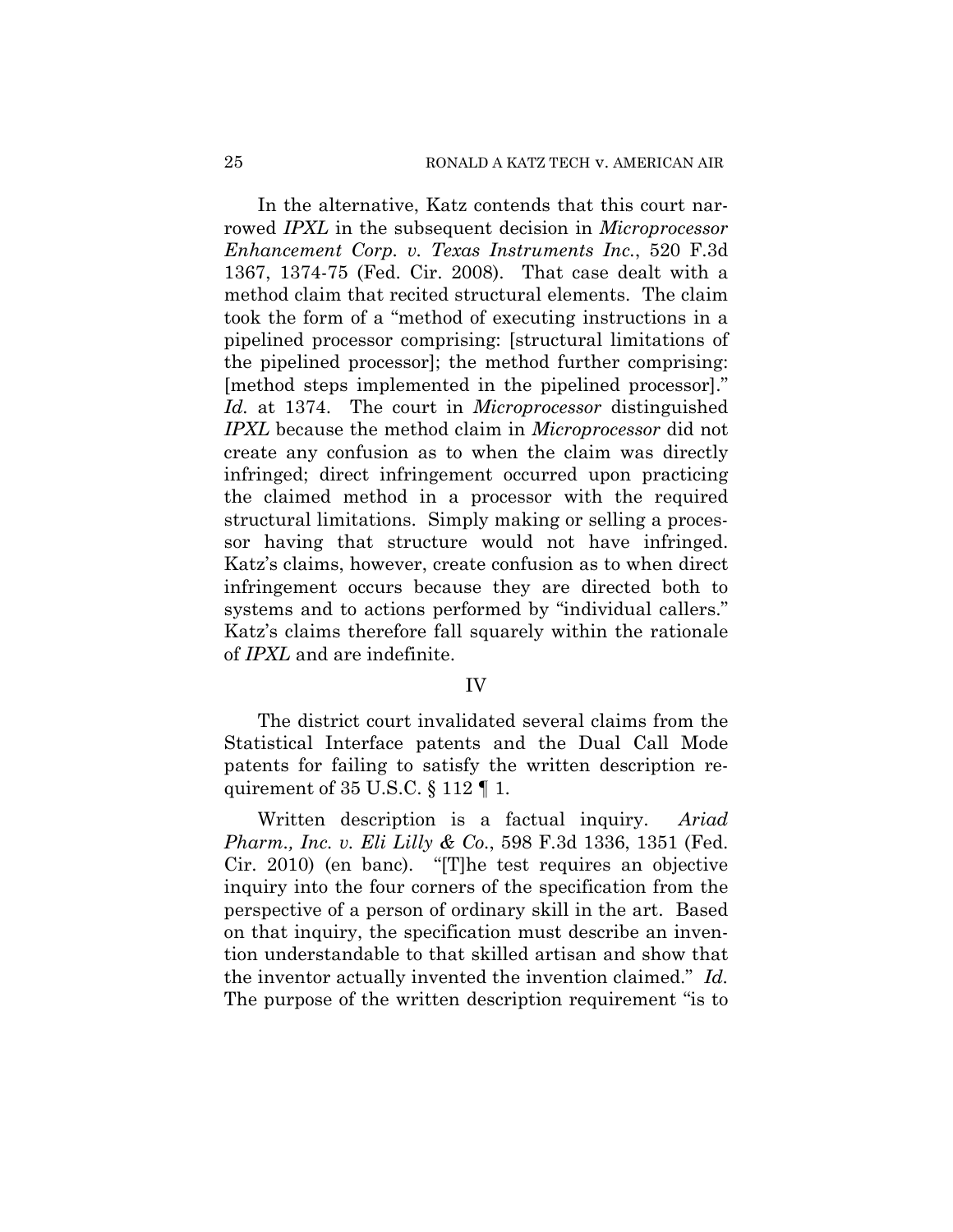In the alternative, Katz contends that this court narrowed *IPXL* in the subsequent decision in *Microprocessor Enhancement Corp. v. Texas Instruments Inc.*, 520 F.3d 1367, 1374-75 (Fed. Cir. 2008). That case dealt with a method claim that recited structural elements. The claim took the form of a "method of executing instructions in a pipelined processor comprising: [structural limitations of the pipelined processor]; the method further comprising: [method steps implemented in the pipelined processor]." *Id.* at 1374. The court in *Microprocessor* distinguished *IPXL* because the method claim in *Microprocessor* did not create any confusion as to when the claim was directly infringed; direct infringement occurred upon practicing the claimed method in a processor with the required structural limitations. Simply making or selling a processor having that structure would not have infringed. Katz's claims, however, create confusion as to when direct infringement occurs because they are directed both to systems and to actions performed by "individual callers." Katz's claims therefore fall squarely within the rationale of *IPXL* and are indefinite.

## IV

The district court invalidated several claims from the Statistical Interface patents and the Dual Call Mode patents for failing to satisfy the written description requirement of 35 U.S.C. § 112 ¶ 1.

Written description is a factual inquiry. *Ariad Pharm., Inc. v. Eli Lilly & Co.*, 598 F.3d 1336, 1351 (Fed. Cir. 2010) (en banc). "[T]he test requires an objective inquiry into the four corners of the specification from the perspective of a person of ordinary skill in the art. Based on that inquiry, the specification must describe an invention understandable to that skilled artisan and show that the inventor actually invented the invention claimed." *Id.* The purpose of the written description requirement "is to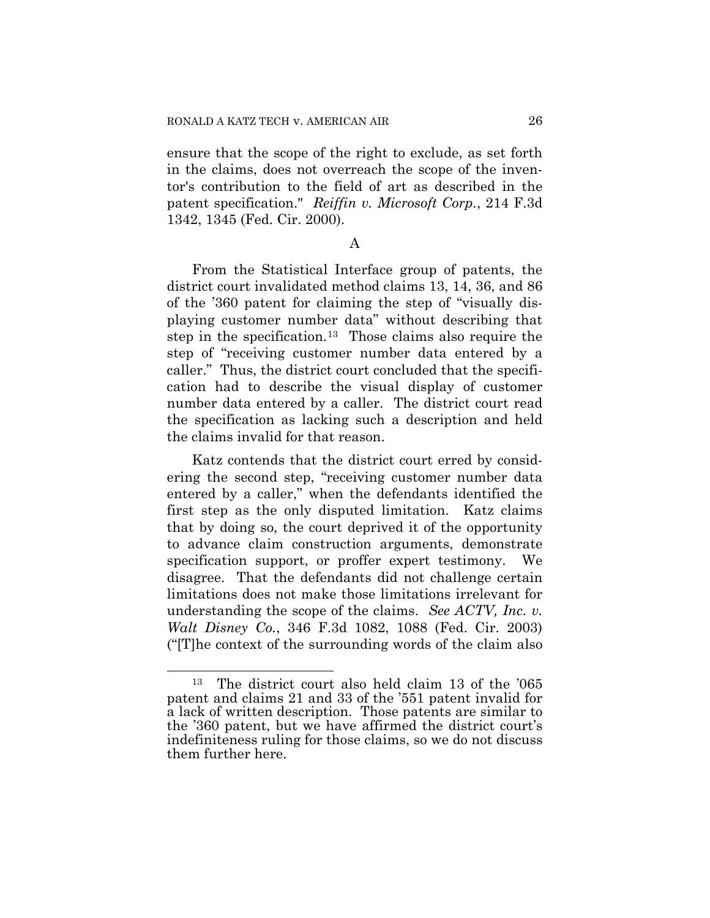ensure that the scope of the right to exclude, as set forth in the claims, does not overreach the scope of the inventor's contribution to the field of art as described in the patent specification." *Reiffin v. Microsoft Corp.*, 214 F.3d 1342, 1345 (Fed. Cir. 2000).

A

From the Statistical Interface group of patents, the district court invalidated method claims 13, 14, 36, and 86 of the '360 patent for claiming the step of "visually displaying customer number data" without describing that step in the specification.[13] Those claims also require the step of "receiving customer number data entered by a caller." Thus, the district court concluded that the specification had to describe the visual display of customer number data entered by a caller. The district court read the specification as lacking such a description and held the claims invalid for that reason.

Katz contends that the district court erred by considering the second step, "receiving customer number data entered by a caller," when the defendants identified the first step as the only disputed limitation. Katz claims that by doing so, the court deprived it of the opportunity to advance claim construction arguments, demonstrate specification support, or proffer expert testimony. We disagree. That the defendants did not challenge certain limitations does not make those limitations irrelevant for understanding the scope of the claims. *See ACTV, Inc. v. Walt Disney Co.*, 346 F.3d 1082, 1088 (Fed. Cir. 2003) ("[T]he context of the surrounding words of the claim also

---

[13] The district court also held claim 13 of the '065 patent and claims 21 and 33 of the '551 patent invalid for a lack of written description. Those patents are similar to the '360 patent, but we have affirmed the district court's indefiniteness ruling for those claims, so we do not discuss them further here.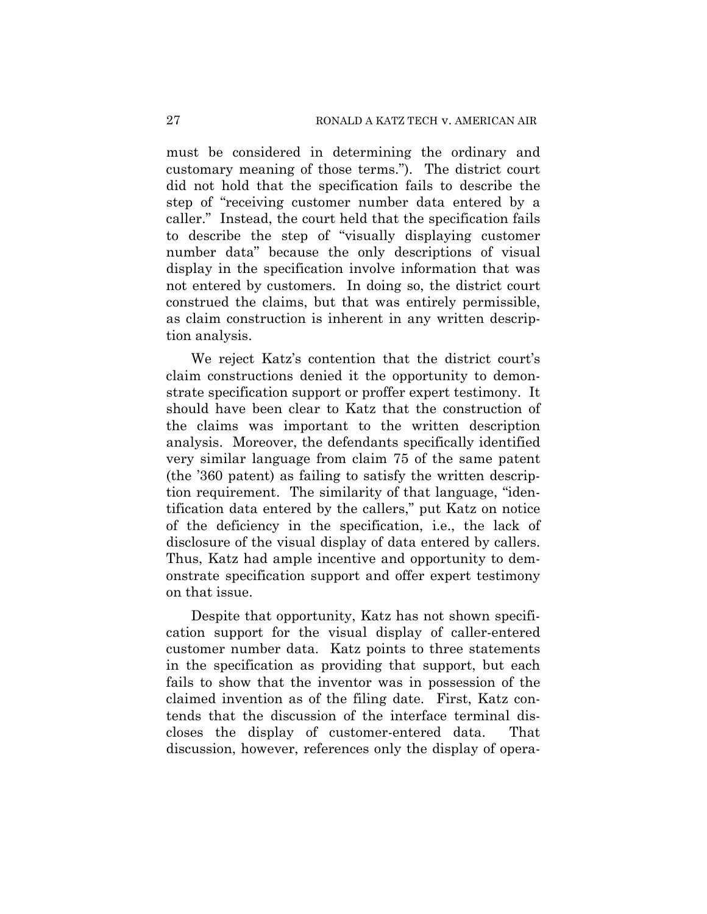must be considered in determining the ordinary and customary meaning of those terms."). The district court did not hold that the specification fails to describe the step of "receiving customer number data entered by a caller." Instead, the court held that the specification fails to describe the step of "visually displaying customer number data" because the only descriptions of visual display in the specification involve information that was not entered by customers. In doing so, the district court construed the claims, but that was entirely permissible, as claim construction is inherent in any written description analysis.

We reject Katz's contention that the district court's claim constructions denied it the opportunity to demonstrate specification support or proffer expert testimony. It should have been clear to Katz that the construction of the claims was important to the written description analysis. Moreover, the defendants specifically identified very similar language from claim 75 of the same patent (the '360 patent) as failing to satisfy the written description requirement. The similarity of that language, "identification data entered by the callers," put Katz on notice of the deficiency in the specification, i.e., the lack of disclosure of the visual display of data entered by callers. Thus, Katz had ample incentive and opportunity to demonstrate specification support and offer expert testimony on that issue.

Despite that opportunity, Katz has not shown specification support for the visual display of caller-entered customer number data. Katz points to three statements in the specification as providing that support, but each fails to show that the inventor was in possession of the claimed invention as of the filing date. First, Katz contends that the discussion of the interface terminal discloses the display of customer-entered data. That discussion, however, references only the display of opera-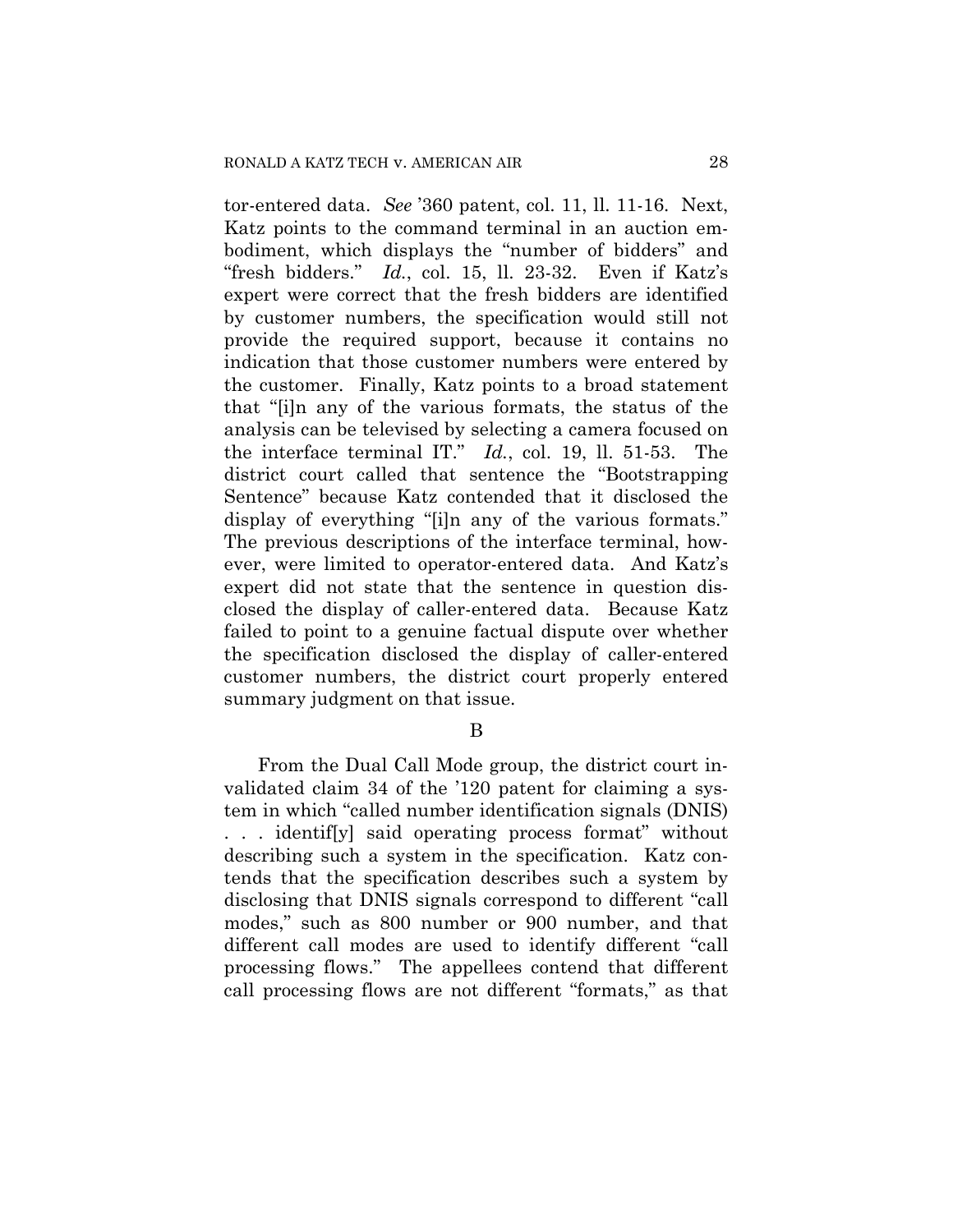tor-entered data. *See* '360 patent, col. 11, ll. 11-16. Next, Katz points to the command terminal in an auction embodiment, which displays the "number of bidders" and "fresh bidders." *Id.*, col. 15, ll. 23-32. Even if Katz's expert were correct that the fresh bidders are identified by customer numbers, the specification would still not provide the required support, because it contains no indication that those customer numbers were entered by the customer. Finally, Katz points to a broad statement that "[i]n any of the various formats, the status of the analysis can be televised by selecting a camera focused on the interface terminal IT." *Id.*, col. 19, ll. 51-53. The district court called that sentence the "Bootstrapping Sentence" because Katz contended that it disclosed the display of everything "[i]n any of the various formats." The previous descriptions of the interface terminal, however, were limited to operator-entered data. And Katz's expert did not state that the sentence in question disclosed the display of caller-entered data. Because Katz failed to point to a genuine factual dispute over whether the specification disclosed the display of caller-entered customer numbers, the district court properly entered summary judgment on that issue.

### B

From the Dual Call Mode group, the district court invalidated claim 34 of the '120 patent for claiming a system in which "called number identification signals (DNIS) . . . identif[y] said operating process format" without describing such a system in the specification. Katz contends that the specification describes such a system by disclosing that DNIS signals correspond to different "call modes," such as 800 number or 900 number, and that different call modes are used to identify different "call processing flows." The appellees contend that different call processing flows are not different "formats," as that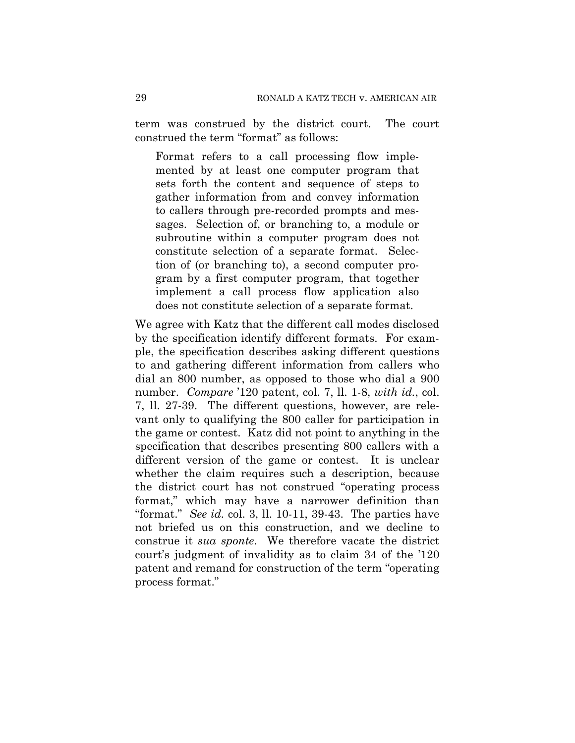term was construed by the district court. The court construed the term "format" as follows:

> Format refers to a call processing flow implemented by at least one computer program that sets forth the content and sequence of steps to gather information from and convey information to callers through pre-recorded prompts and messages. Selection of, or branching to, a module or subroutine within a computer program does not constitute selection of a separate format. Selection of (or branching to), a second computer program by a first computer program, that together implement a call process flow application also does not constitute selection of a separate format.

We agree with Katz that the different call modes disclosed by the specification identify different formats. For example, the specification describes asking different questions to and gathering different information from callers who dial an 800 number, as opposed to those who dial a 900 number. *Compare* '120 patent, col. 7, ll. 1-8, *with id.*, col. 7, ll. 27-39. The different questions, however, are relevant only to qualifying the 800 caller for participation in the game or contest. Katz did not point to anything in the specification that describes presenting 800 callers with a different version of the game or contest. It is unclear whether the claim requires such a description, because the district court has not construed "operating process format," which may have a narrower definition than "format." *See id.* col. 3, ll. 10-11, 39-43. The parties have not briefed us on this construction, and we decline to construe it *sua sponte*. We therefore vacate the district court's judgment of invalidity as to claim 34 of the '120 patent and remand for construction of the term "operating process format."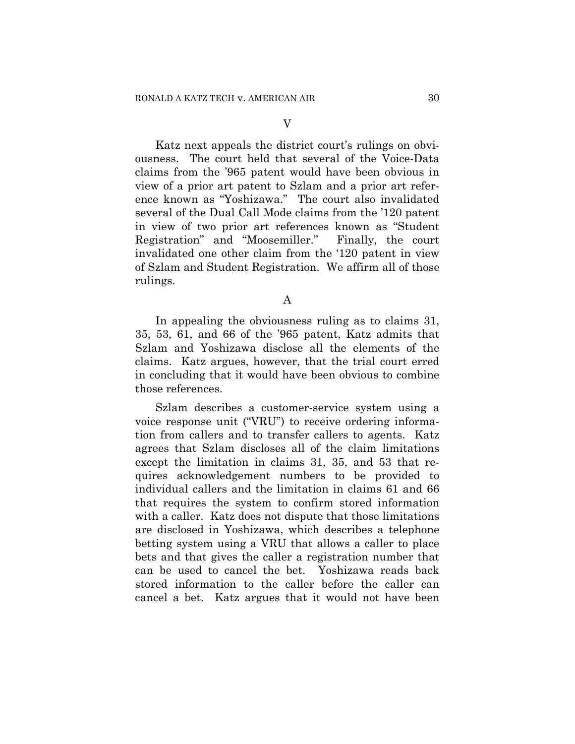## V

Katz next appeals the district court's rulings on obviousness. The court held that several of the Voice-Data claims from the '965 patent would have been obvious in view of a prior art patent to Szlam and a prior art reference known as "Yoshizawa." The court also invalidated several of the Dual Call Mode claims from the '120 patent in view of two prior art references known as "Student Registration" and "Moosemiller." Finally, the court invalidated one other claim from the '120 patent in view of Szlam and Student Registration. We affirm all of those rulings.

### A

In appealing the obviousness ruling as to claims 31, 35, 53, 61, and 66 of the '965 patent, Katz admits that Szlam and Yoshizawa disclose all the elements of the claims. Katz argues, however, that the trial court erred in concluding that it would have been obvious to combine those references.

Szlam describes a customer-service system using a voice response unit ("VRU") to receive ordering information from callers and to transfer callers to agents. Katz agrees that Szlam discloses all of the claim limitations except the limitation in claims 31, 35, and 53 that requires acknowledgement numbers to be provided to individual callers and the limitation in claims 61 and 66 that requires the system to confirm stored information with a caller. Katz does not dispute that those limitations are disclosed in Yoshizawa, which describes a telephone betting system using a VRU that allows a caller to place bets and that gives the caller a registration number that can be used to cancel the bet. Yoshizawa reads back stored information to the caller before the caller can cancel a bet. Katz argues that it would not have been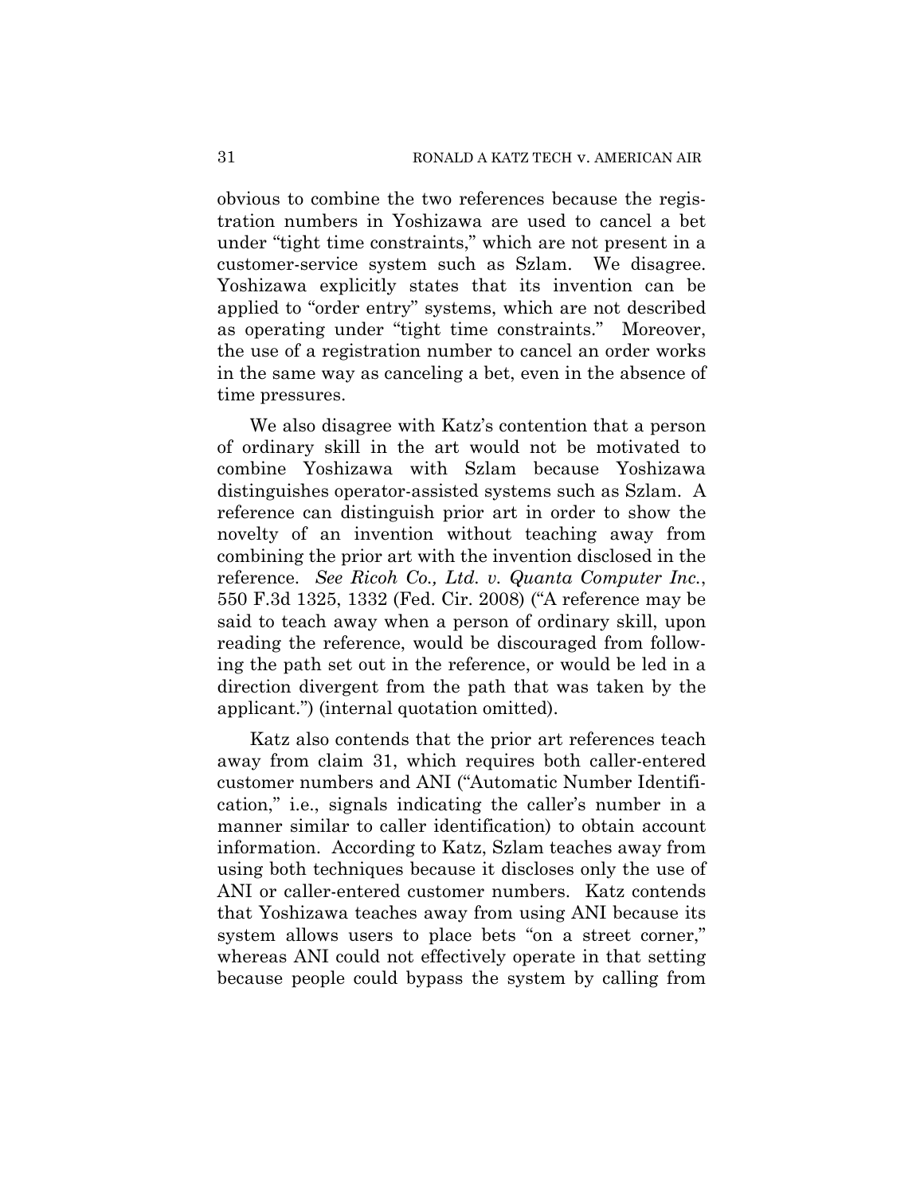obvious to combine the two references because the registration numbers in Yoshizawa are used to cancel a bet under "tight time constraints," which are not present in a customer-service system such as Szlam. We disagree. Yoshizawa explicitly states that its invention can be applied to "order entry" systems, which are not described as operating under "tight time constraints." Moreover, the use of a registration number to cancel an order works in the same way as canceling a bet, even in the absence of time pressures.

We also disagree with Katz's contention that a person of ordinary skill in the art would not be motivated to combine Yoshizawa with Szlam because Yoshizawa distinguishes operator-assisted systems such as Szlam. A reference can distinguish prior art in order to show the novelty of an invention without teaching away from combining the prior art with the invention disclosed in the reference. *See Ricoh Co., Ltd. v. Quanta Computer Inc.*, 550 F.3d 1325, 1332 (Fed. Cir. 2008) ("A reference may be said to teach away when a person of ordinary skill, upon reading the reference, would be discouraged from following the path set out in the reference, or would be led in a direction divergent from the path that was taken by the applicant.") (internal quotation omitted).

Katz also contends that the prior art references teach away from claim 31, which requires both caller-entered customer numbers and ANI ("Automatic Number Identification," i.e., signals indicating the caller's number in a manner similar to caller identification) to obtain account information. According to Katz, Szlam teaches away from using both techniques because it discloses only the use of ANI or caller-entered customer numbers. Katz contends that Yoshizawa teaches away from using ANI because its system allows users to place bets "on a street corner," whereas ANI could not effectively operate in that setting because people could bypass the system by calling from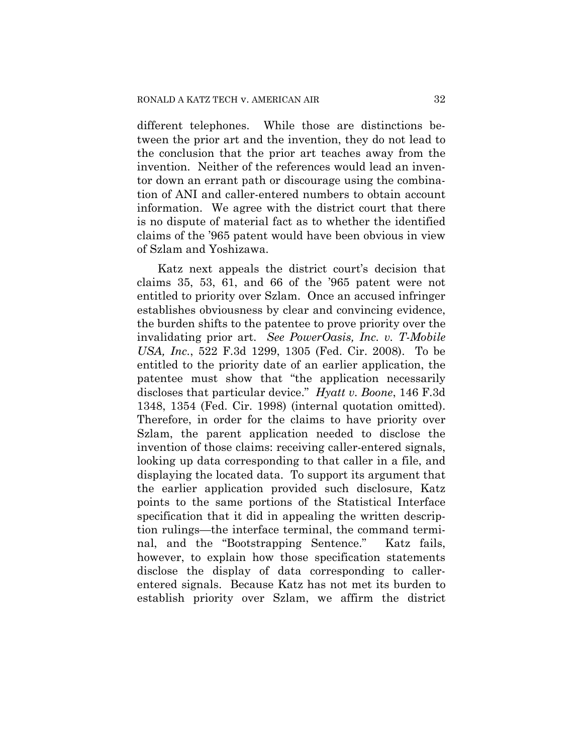different telephones. While those are distinctions between the prior art and the invention, they do not lead to the conclusion that the prior art teaches away from the invention. Neither of the references would lead an inventor down an errant path or discourage using the combination of ANI and caller-entered numbers to obtain account information. We agree with the district court that there is no dispute of material fact as to whether the identified claims of the '965 patent would have been obvious in view of Szlam and Yoshizawa.

Katz next appeals the district court's decision that claims 35, 53, 61, and 66 of the '965 patent were not entitled to priority over Szlam. Once an accused infringer establishes obviousness by clear and convincing evidence, the burden shifts to the patentee to prove priority over the invalidating prior art. *See PowerOasis, Inc. v. T-Mobile USA, Inc.*, 522 F.3d 1299, 1305 (Fed. Cir. 2008). To be entitled to the priority date of an earlier application, the patentee must show that "the application necessarily discloses that particular device." *Hyatt v. Boone*, 146 F.3d 1348, 1354 (Fed. Cir. 1998) (internal quotation omitted). Therefore, in order for the claims to have priority over Szlam, the parent application needed to disclose the invention of those claims: receiving caller-entered signals, looking up data corresponding to that caller in a file, and displaying the located data. To support its argument that the earlier application provided such disclosure, Katz points to the same portions of the Statistical Interface specification that it did in appealing the written description rulings—the interface terminal, the command terminal, and the "Bootstrapping Sentence." Katz fails, however, to explain how those specification statements disclose the display of data corresponding to caller-entered signals. Because Katz has not met its burden to establish priority over Szlam, we affirm the district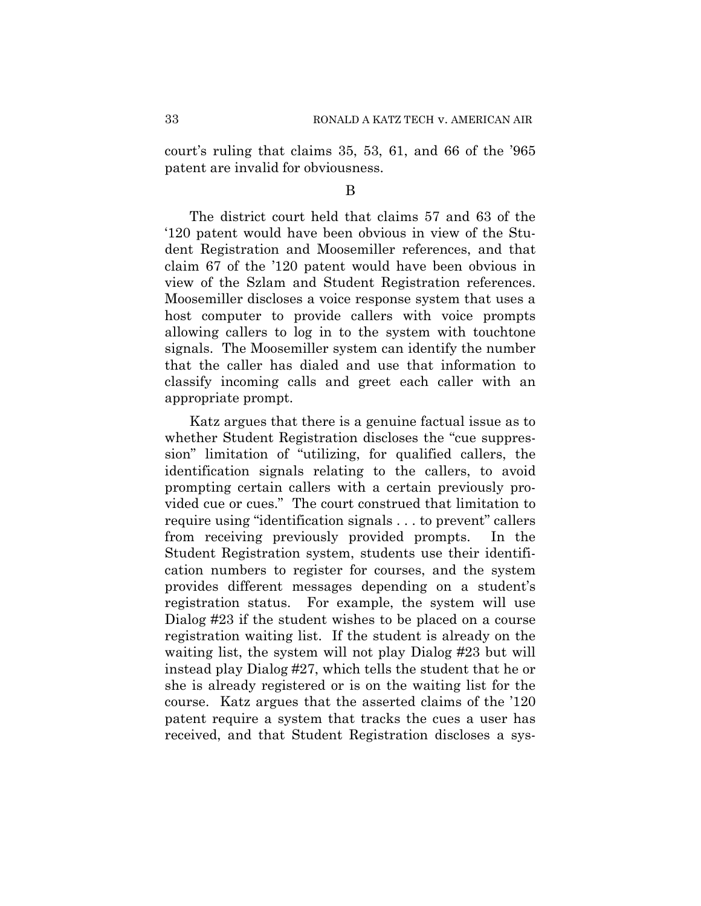court's ruling that claims 35, 53, 61, and 66 of the '965 patent are invalid for obviousness.

B

The district court held that claims 57 and 63 of the '120 patent would have been obvious in view of the Student Registration and Moosemiller references, and that claim 67 of the '120 patent would have been obvious in view of the Szlam and Student Registration references. Moosemiller discloses a voice response system that uses a host computer to provide callers with voice prompts allowing callers to log in to the system with touchtone signals. The Moosemiller system can identify the number that the caller has dialed and use that information to classify incoming calls and greet each caller with an appropriate prompt.

Katz argues that there is a genuine factual issue as to whether Student Registration discloses the "cue suppression" limitation of "utilizing, for qualified callers, the identification signals relating to the callers, to avoid prompting certain callers with a certain previously provided cue or cues." The court construed that limitation to require using "identification signals . . . to prevent" callers from receiving previously provided prompts. In the Student Registration system, students use their identification numbers to register for courses, and the system provides different messages depending on a student's registration status. For example, the system will use Dialog #23 if the student wishes to be placed on a course registration waiting list. If the student is already on the waiting list, the system will not play Dialog #23 but will instead play Dialog #27, which tells the student that he or she is already registered or is on the waiting list for the course. Katz argues that the asserted claims of the '120 patent require a system that tracks the cues a user has received, and that Student Registration discloses a sys-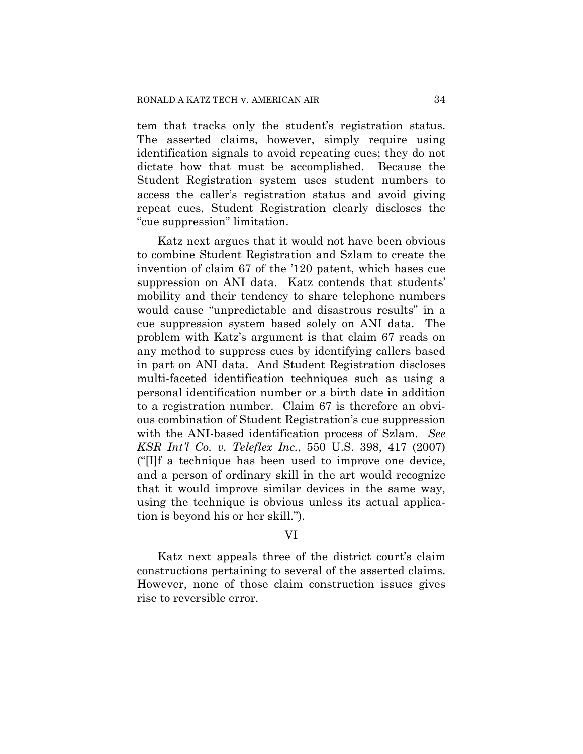tem that tracks only the student's registration status. The asserted claims, however, simply require using identification signals to avoid repeating cues; they do not dictate how that must be accomplished. Because the Student Registration system uses student numbers to access the caller's registration status and avoid giving repeat cues, Student Registration clearly discloses the "cue suppression" limitation.

Katz next argues that it would not have been obvious to combine Student Registration and Szlam to create the invention of claim 67 of the '120 patent, which bases cue suppression on ANI data. Katz contends that students' mobility and their tendency to share telephone numbers would cause "unpredictable and disastrous results" in a cue suppression system based solely on ANI data. The problem with Katz's argument is that claim 67 reads on any method to suppress cues by identifying callers based in part on ANI data. And Student Registration discloses multi-faceted identification techniques such as using a personal identification number or a birth date in addition to a registration number. Claim 67 is therefore an obvious combination of Student Registration's cue suppression with the ANI-based identification process of Szlam. *See KSR Int'l Co. v. Teleflex Inc.*, 550 U.S. 398, 417 (2007) ("[I]f a technique has been used to improve one device, and a person of ordinary skill in the art would recognize that it would improve similar devices in the same way, using the technique is obvious unless its actual application is beyond his or her skill.").

## VI

Katz next appeals three of the district court's claim constructions pertaining to several of the asserted claims. However, none of those claim construction issues gives rise to reversible error.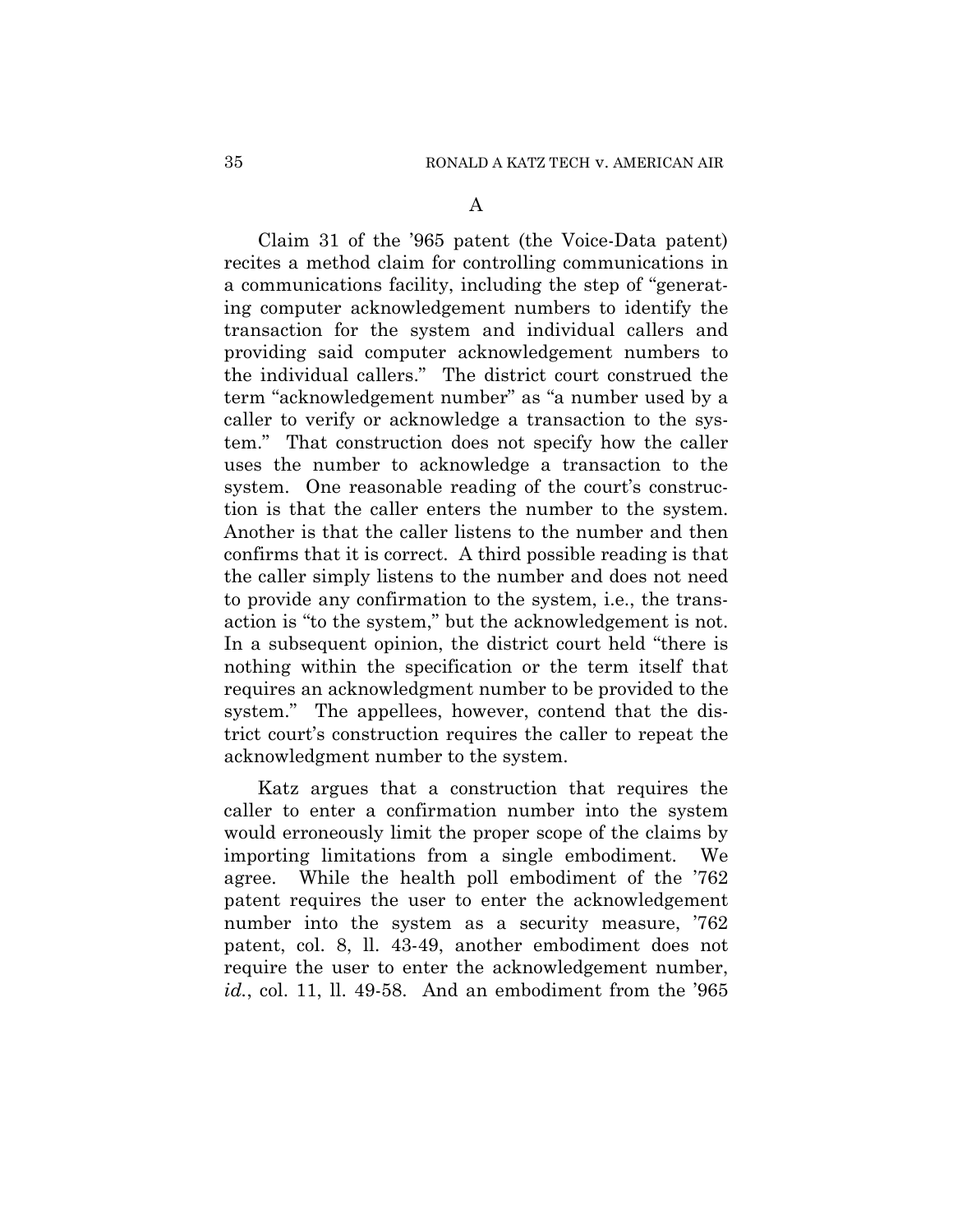A

Claim 31 of the '965 patent (the Voice-Data patent) recites a method claim for controlling communications in a communications facility, including the step of "generating computer acknowledgement numbers to identify the transaction for the system and individual callers and providing said computer acknowledgement numbers to the individual callers." The district court construed the term "acknowledgement number" as "a number used by a caller to verify or acknowledge a transaction to the system." That construction does not specify how the caller uses the number to acknowledge a transaction to the system. One reasonable reading of the court's construction is that the caller enters the number to the system. Another is that the caller listens to the number and then confirms that it is correct. A third possible reading is that the caller simply listens to the number and does not need to provide any confirmation to the system, i.e., the transaction is "to the system," but the acknowledgement is not. In a subsequent opinion, the district court held "there is nothing within the specification or the term itself that requires an acknowledgment number to be provided to the system." The appellees, however, contend that the district court's construction requires the caller to repeat the acknowledgment number to the system.

Katz argues that a construction that requires the caller to enter a confirmation number into the system would erroneously limit the proper scope of the claims by importing limitations from a single embodiment. We agree. While the health poll embodiment of the '762 patent requires the user to enter the acknowledgement number into the system as a security measure, '762 patent, col. 8, ll. 43-49, another embodiment does not require the user to enter the acknowledgement number, *id.*, col. 11, ll. 49-58. And an embodiment from the '965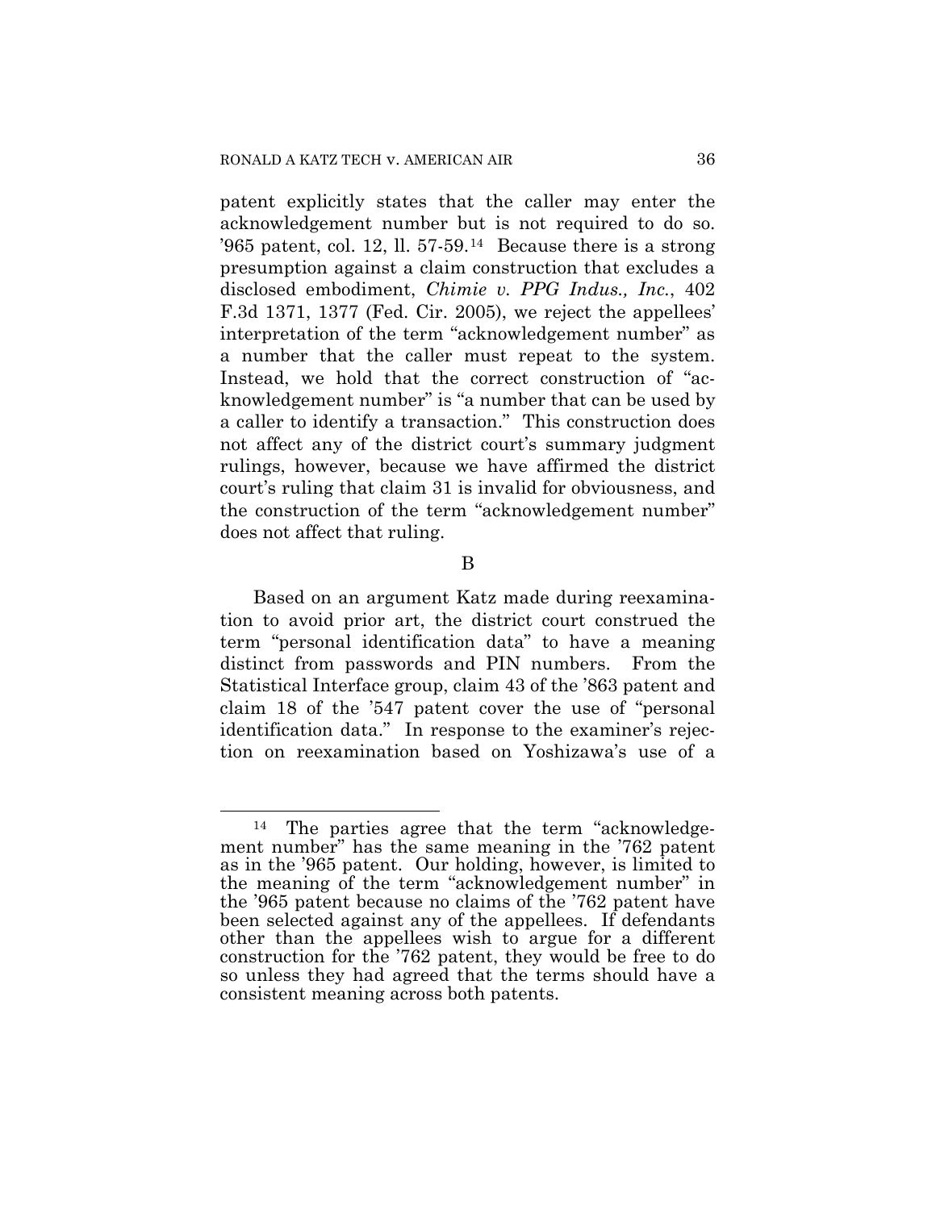patent explicitly states that the caller may enter the acknowledgement number but is not required to do so. '965 patent, col. 12, ll. 57-59.[14] Because there is a strong presumption against a claim construction that excludes a disclosed embodiment, *Chimie v. PPG Indus., Inc.*, 402 F.3d 1371, 1377 (Fed. Cir. 2005), we reject the appellees' interpretation of the term "acknowledgement number" as a number that the caller must repeat to the system. Instead, we hold that the correct construction of "acknowledgement number" is "a number that can be used by a caller to identify a transaction." This construction does not affect any of the district court's summary judgment rulings, however, because we have affirmed the district court's ruling that claim 31 is invalid for obviousness, and the construction of the term "acknowledgement number" does not affect that ruling.

### B

Based on an argument Katz made during reexamination to avoid prior art, the district court construed the term "personal identification data" to have a meaning distinct from passwords and PIN numbers. From the Statistical Interface group, claim 43 of the '863 patent and claim 18 of the '547 patent cover the use of "personal identification data." In response to the examiner's rejection on reexamination based on Yoshizawa's use of a

---

[14] The parties agree that the term "acknowledgement number" has the same meaning in the '762 patent as in the '965 patent. Our holding, however, is limited to the meaning of the term "acknowledgement number" in the '965 patent because no claims of the '762 patent have been selected against any of the appellees. If defendants other than the appellees wish to argue for a different construction for the '762 patent, they would be free to do so unless they had agreed that the terms should have a consistent meaning across both patents.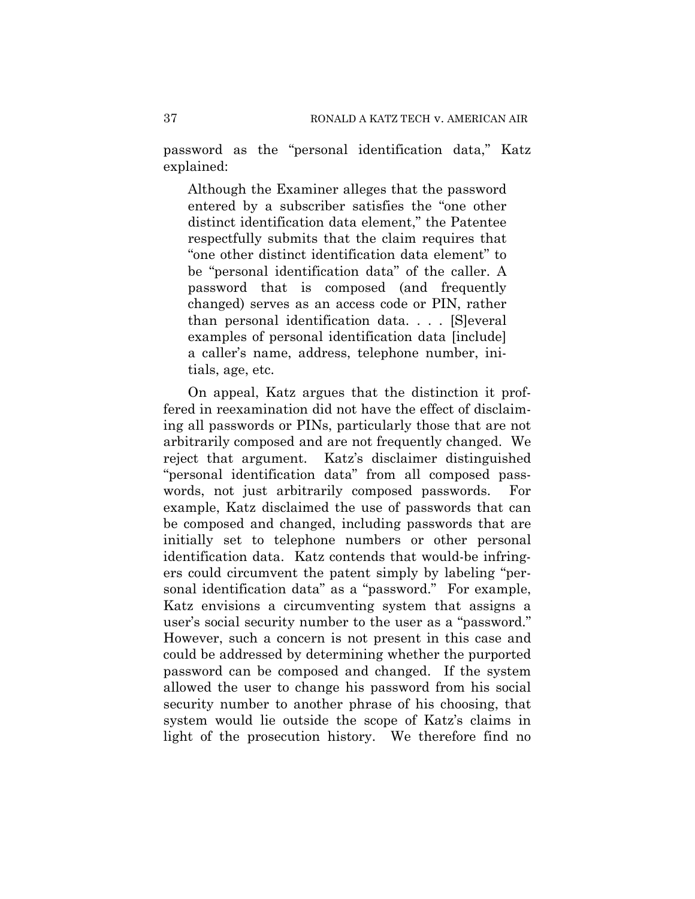password as the "personal identification data," Katz explained:

> Although the Examiner alleges that the password entered by a subscriber satisfies the "one other distinct identification data element," the Patentee respectfully submits that the claim requires that "one other distinct identification data element" to be "personal identification data" of the caller. A password that is composed (and frequently changed) serves as an access code or PIN, rather than personal identification data. . . . [S]everal examples of personal identification data [include] a caller's name, address, telephone number, initials, age, etc.

On appeal, Katz argues that the distinction it proffered in reexamination did not have the effect of disclaiming all passwords or PINs, particularly those that are not arbitrarily composed and are not frequently changed. We reject that argument. Katz's disclaimer distinguished "personal identification data" from all composed passwords, not just arbitrarily composed passwords. For example, Katz disclaimed the use of passwords that can be composed and changed, including passwords that are initially set to telephone numbers or other personal identification data. Katz contends that would-be infringers could circumvent the patent simply by labeling "personal identification data" as a "password." For example, Katz envisions a circumventing system that assigns a user's social security number to the user as a "password." However, such a concern is not present in this case and could be addressed by determining whether the purported password can be composed and changed. If the system allowed the user to change his password from his social security number to another phrase of his choosing, that system would lie outside the scope of Katz's claims in light of the prosecution history. We therefore find no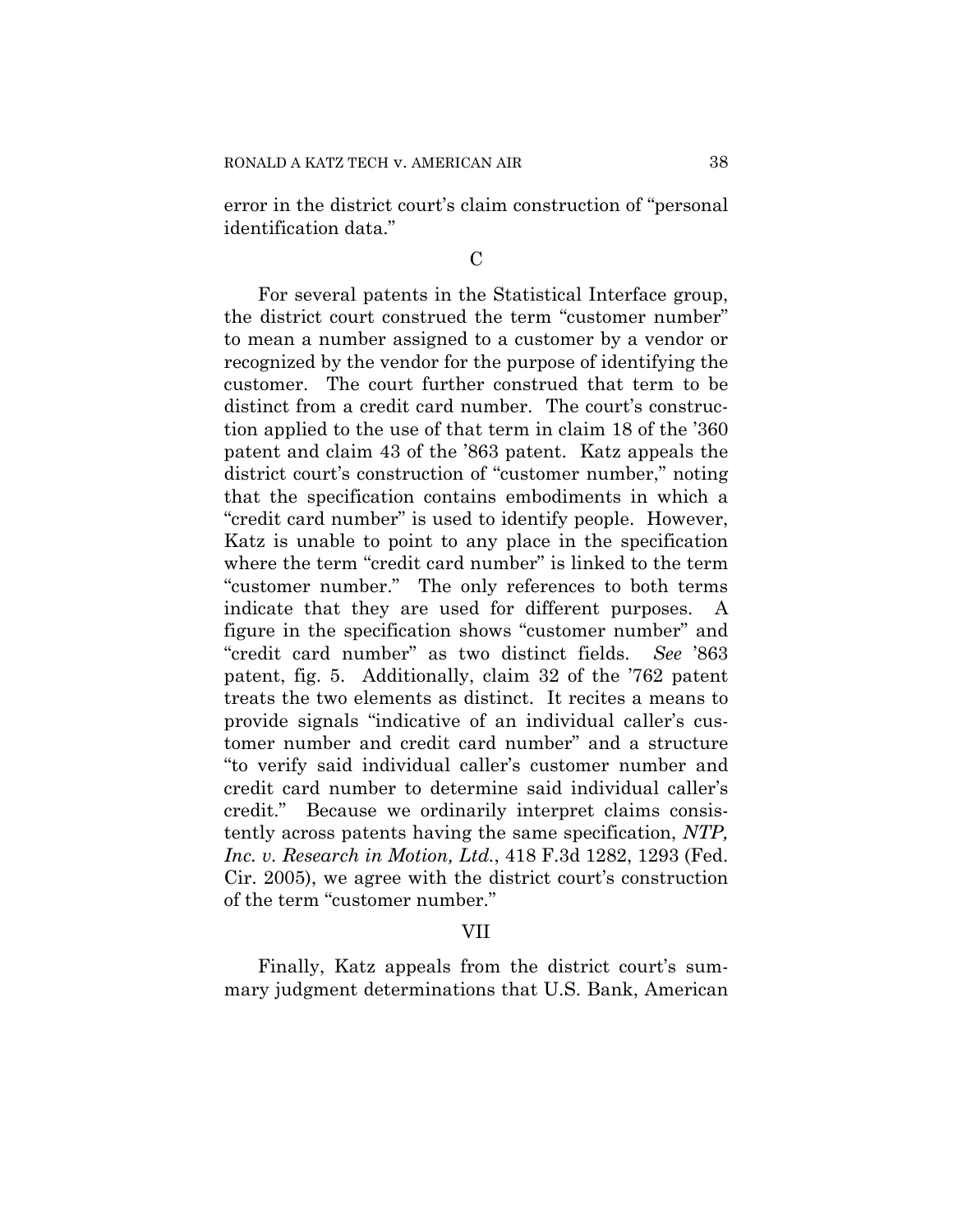error in the district court's claim construction of "personal identification data."

C

For several patents in the Statistical Interface group, the district court construed the term "customer number" to mean a number assigned to a customer by a vendor or recognized by the vendor for the purpose of identifying the customer. The court further construed that term to be distinct from a credit card number. The court's construction applied to the use of that term in claim 18 of the '360 patent and claim 43 of the '863 patent. Katz appeals the district court's construction of "customer number," noting that the specification contains embodiments in which a "credit card number" is used to identify people. However, Katz is unable to point to any place in the specification where the term "credit card number" is linked to the term "customer number." The only references to both terms indicate that they are used for different purposes. A figure in the specification shows "customer number" and "credit card number" as two distinct fields. *See* '863 patent, fig. 5. Additionally, claim 32 of the '762 patent treats the two elements as distinct. It recites a means to provide signals "indicative of an individual caller's customer number and credit card number" and a structure "to verify said individual caller's customer number and credit card number to determine said individual caller's credit." Because we ordinarily interpret claims consistently across patents having the same specification, *NTP, Inc. v. Research in Motion, Ltd.*, 418 F.3d 1282, 1293 (Fed. Cir. 2005), we agree with the district court's construction of the term "customer number."

VII

Finally, Katz appeals from the district court's summary judgment determinations that U.S. Bank, American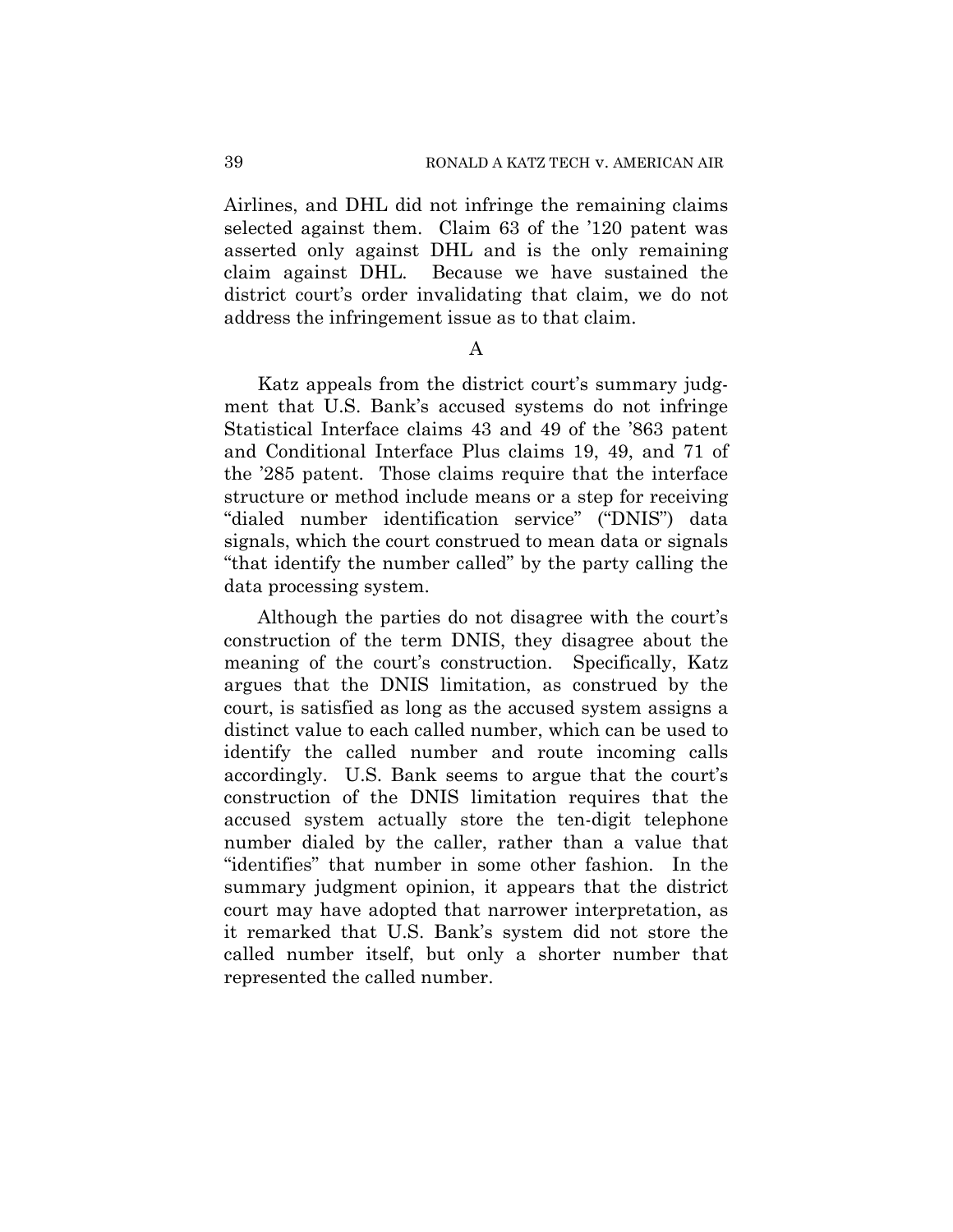Airlines, and DHL did not infringe the remaining claims selected against them. Claim 63 of the '120 patent was asserted only against DHL and is the only remaining claim against DHL. Because we have sustained the district court's order invalidating that claim, we do not address the infringement issue as to that claim.

A

Katz appeals from the district court's summary judgment that U.S. Bank's accused systems do not infringe Statistical Interface claims 43 and 49 of the '863 patent and Conditional Interface Plus claims 19, 49, and 71 of the '285 patent. Those claims require that the interface structure or method include means or a step for receiving "dialed number identification service" ("DNIS") data signals, which the court construed to mean data or signals "that identify the number called" by the party calling the data processing system.

Although the parties do not disagree with the court's construction of the term DNIS, they disagree about the meaning of the court's construction. Specifically, Katz argues that the DNIS limitation, as construed by the court, is satisfied as long as the accused system assigns a distinct value to each called number, which can be used to identify the called number and route incoming calls accordingly. U.S. Bank seems to argue that the court's construction of the DNIS limitation requires that the accused system actually store the ten-digit telephone number dialed by the caller, rather than a value that "identifies" that number in some other fashion. In the summary judgment opinion, it appears that the district court may have adopted that narrower interpretation, as it remarked that U.S. Bank's system did not store the called number itself, but only a shorter number that represented the called number.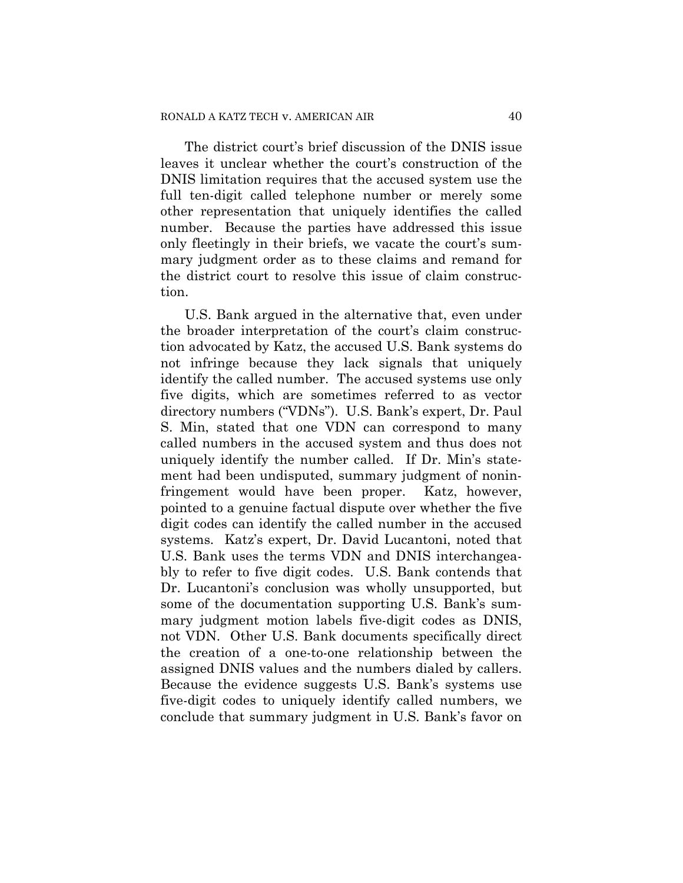The district court's brief discussion of the DNIS issue leaves it unclear whether the court's construction of the DNIS limitation requires that the accused system use the full ten-digit called telephone number or merely some other representation that uniquely identifies the called number. Because the parties have addressed this issue only fleetingly in their briefs, we vacate the court's summary judgment order as to these claims and remand for the district court to resolve this issue of claim construction.

U.S. Bank argued in the alternative that, even under the broader interpretation of the court's claim construction advocated by Katz, the accused U.S. Bank systems do not infringe because they lack signals that uniquely identify the called number. The accused systems use only five digits, which are sometimes referred to as vector directory numbers ("VDNs"). U.S. Bank's expert, Dr. Paul S. Min, stated that one VDN can correspond to many called numbers in the accused system and thus does not uniquely identify the number called. If Dr. Min's statement had been undisputed, summary judgment of noninfringement would have been proper. Katz, however, pointed to a genuine factual dispute over whether the five digit codes can identify the called number in the accused systems. Katz's expert, Dr. David Lucantoni, noted that U.S. Bank uses the terms VDN and DNIS interchangeably to refer to five digit codes. U.S. Bank contends that Dr. Lucantoni's conclusion was wholly unsupported, but some of the documentation supporting U.S. Bank's summary judgment motion labels five-digit codes as DNIS, not VDN. Other U.S. Bank documents specifically direct the creation of a one-to-one relationship between the assigned DNIS values and the numbers dialed by callers. Because the evidence suggests U.S. Bank's systems use five-digit codes to uniquely identify called numbers, we conclude that summary judgment in U.S. Bank's favor on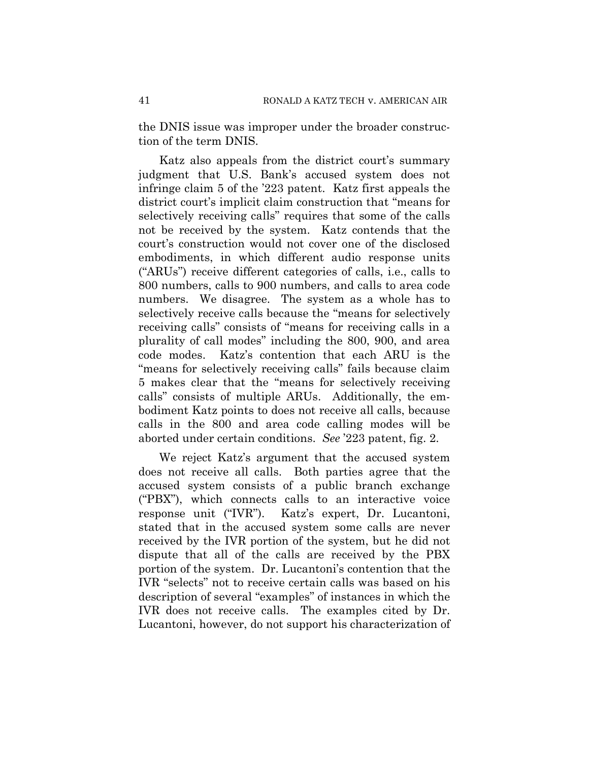the DNIS issue was improper under the broader construction of the term DNIS.

Katz also appeals from the district court's summary judgment that U.S. Bank's accused system does not infringe claim 5 of the '223 patent. Katz first appeals the district court's implicit claim construction that "means for selectively receiving calls" requires that some of the calls not be received by the system. Katz contends that the court's construction would not cover one of the disclosed embodiments, in which different audio response units ("ARUs") receive different categories of calls, i.e., calls to 800 numbers, calls to 900 numbers, and calls to area code numbers. We disagree. The system as a whole has to selectively receive calls because the "means for selectively receiving calls" consists of "means for receiving calls in a plurality of call modes" including the 800, 900, and area code modes. Katz's contention that each ARU is the "means for selectively receiving calls" fails because claim 5 makes clear that the "means for selectively receiving calls" consists of multiple ARUs. Additionally, the embodiment Katz points to does not receive all calls, because calls in the 800 and area code calling modes will be aborted under certain conditions. *See* '223 patent, fig. 2.

We reject Katz's argument that the accused system does not receive all calls. Both parties agree that the accused system consists of a public branch exchange ("PBX"), which connects calls to an interactive voice response unit ("IVR"). Katz's expert, Dr. Lucantoni, stated that in the accused system some calls are never received by the IVR portion of the system, but he did not dispute that all of the calls are received by the PBX portion of the system. Dr. Lucantoni's contention that the IVR "selects" not to receive certain calls was based on his description of several "examples" of instances in which the IVR does not receive calls. The examples cited by Dr. Lucantoni, however, do not support his characterization of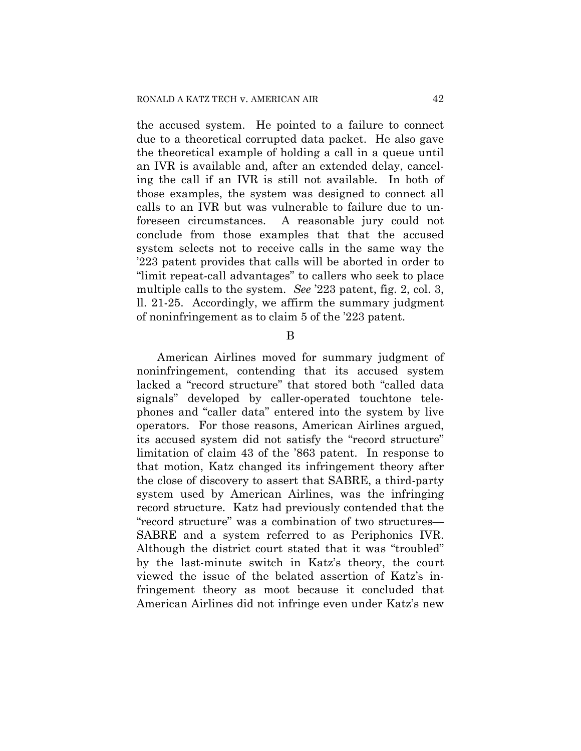the accused system. He pointed to a failure to connect due to a theoretical corrupted data packet. He also gave the theoretical example of holding a call in a queue until an IVR is available and, after an extended delay, canceling the call if an IVR is still not available. In both of those examples, the system was designed to connect all calls to an IVR but was vulnerable to failure due to unforeseen circumstances. A reasonable jury could not conclude from those examples that that the accused system selects not to receive calls in the same way the '223 patent provides that calls will be aborted in order to "limit repeat-call advantages" to callers who seek to place multiple calls to the system. *See* '223 patent, fig. 2, col. 3, ll. 21-25. Accordingly, we affirm the summary judgment of noninfringement as to claim 5 of the '223 patent.

B

American Airlines moved for summary judgment of noninfringement, contending that its accused system lacked a "record structure" that stored both "called data signals" developed by caller-operated touchtone telephones and "caller data" entered into the system by live operators. For those reasons, American Airlines argued, its accused system did not satisfy the "record structure" limitation of claim 43 of the '863 patent. In response to that motion, Katz changed its infringement theory after the close of discovery to assert that SABRE, a third-party system used by American Airlines, was the infringing record structure. Katz had previously contended that the "record structure" was a combination of two structures—SABRE and a system referred to as Periphonics IVR. Although the district court stated that it was "troubled" by the last-minute switch in Katz's theory, the court viewed the issue of the belated assertion of Katz's infringement theory as moot because it concluded that American Airlines did not infringe even under Katz's new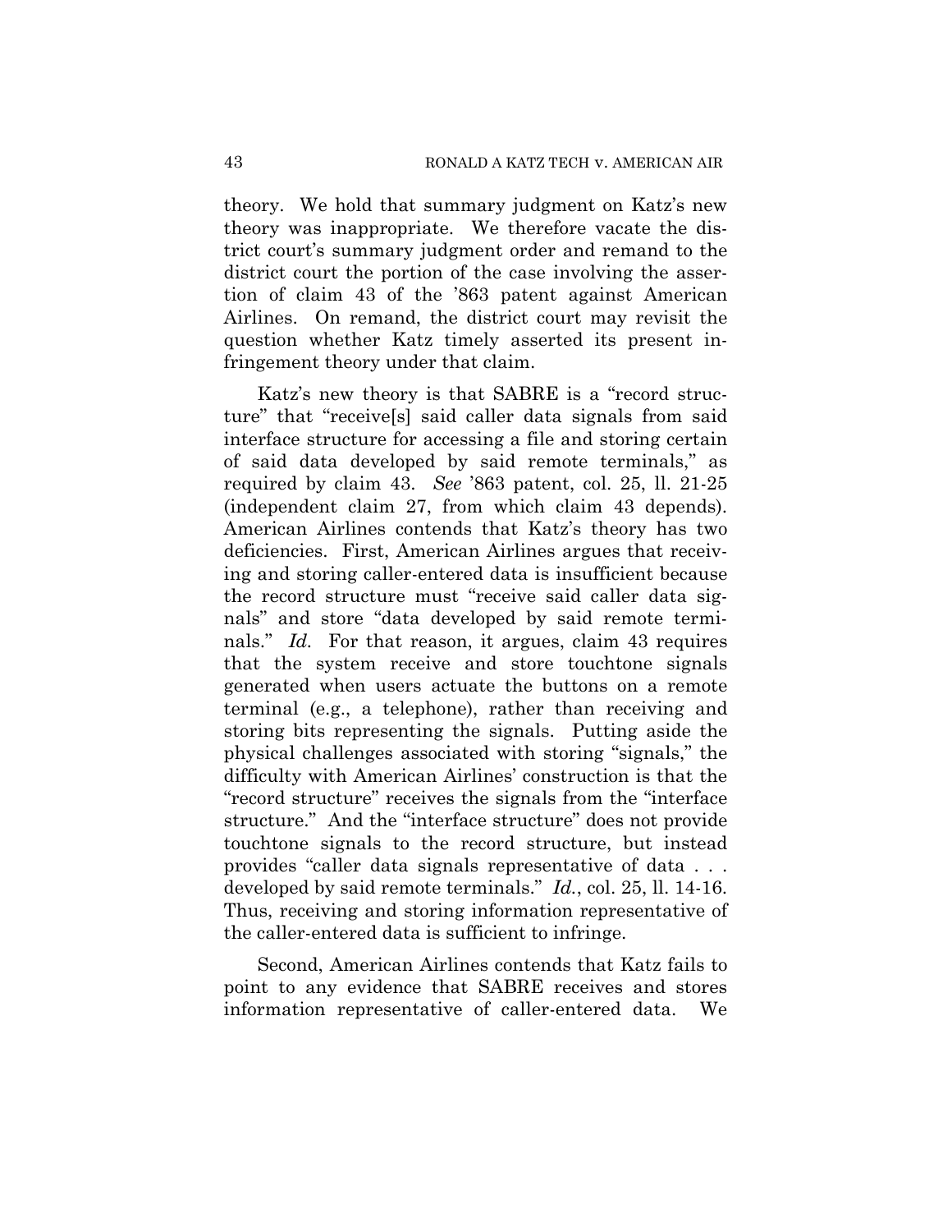theory. We hold that summary judgment on Katz's new theory was inappropriate. We therefore vacate the district court's summary judgment order and remand to the district court the portion of the case involving the assertion of claim 43 of the '863 patent against American Airlines. On remand, the district court may revisit the question whether Katz timely asserted its present infringement theory under that claim.

Katz's new theory is that SABRE is a "record structure" that "receive[s] said caller data signals from said interface structure for accessing a file and storing certain of said data developed by said remote terminals," as required by claim 43. *See* '863 patent, col. 25, ll. 21-25 (independent claim 27, from which claim 43 depends). American Airlines contends that Katz's theory has two deficiencies. First, American Airlines argues that receiving and storing caller-entered data is insufficient because the record structure must "receive said caller data signals" and store "data developed by said remote terminals." *Id.* For that reason, it argues, claim 43 requires that the system receive and store touchtone signals generated when users actuate the buttons on a remote terminal (e.g., a telephone), rather than receiving and storing bits representing the signals. Putting aside the physical challenges associated with storing "signals," the difficulty with American Airlines' construction is that the "record structure" receives the signals from the "interface structure." And the "interface structure" does not provide touchtone signals to the record structure, but instead provides "caller data signals representative of data . . . developed by said remote terminals." *Id.*, col. 25, ll. 14-16. Thus, receiving and storing information representative of the caller-entered data is sufficient to infringe.

Second, American Airlines contends that Katz fails to point to any evidence that SABRE receives and stores information representative of caller-entered data. We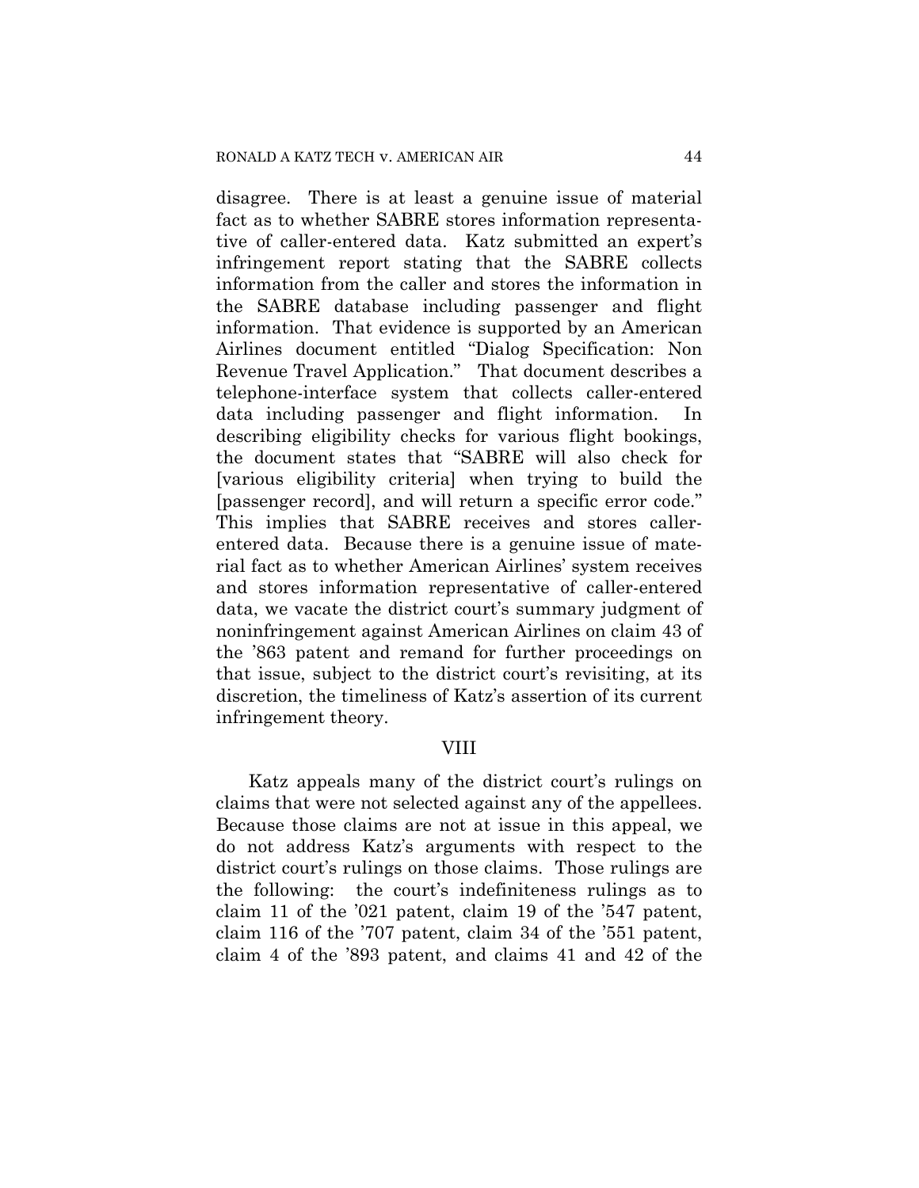disagree. There is at least a genuine issue of material fact as to whether SABRE stores information representative of caller-entered data. Katz submitted an expert's infringement report stating that the SABRE collects information from the caller and stores the information in the SABRE database including passenger and flight information. That evidence is supported by an American Airlines document entitled "Dialog Specification: Non Revenue Travel Application." That document describes a telephone-interface system that collects caller-entered data including passenger and flight information. In describing eligibility checks for various flight bookings, the document states that "SABRE will also check for [various eligibility criteria] when trying to build the [passenger record], and will return a specific error code." This implies that SABRE receives and stores caller-entered data. Because there is a genuine issue of material fact as to whether American Airlines' system receives and stores information representative of caller-entered data, we vacate the district court's summary judgment of noninfringement against American Airlines on claim 43 of the '863 patent and remand for further proceedings on that issue, subject to the district court's revisiting, at its discretion, the timeliness of Katz's assertion of its current infringement theory.

## VIII

Katz appeals many of the district court's rulings on claims that were not selected against any of the appellees. Because those claims are not at issue in this appeal, we do not address Katz's arguments with respect to the district court's rulings on those claims. Those rulings are the following: the court's indefiniteness rulings as to claim 11 of the '021 patent, claim 19 of the '547 patent, claim 116 of the '707 patent, claim 34 of the '551 patent, claim 4 of the '893 patent, and claims 41 and 42 of the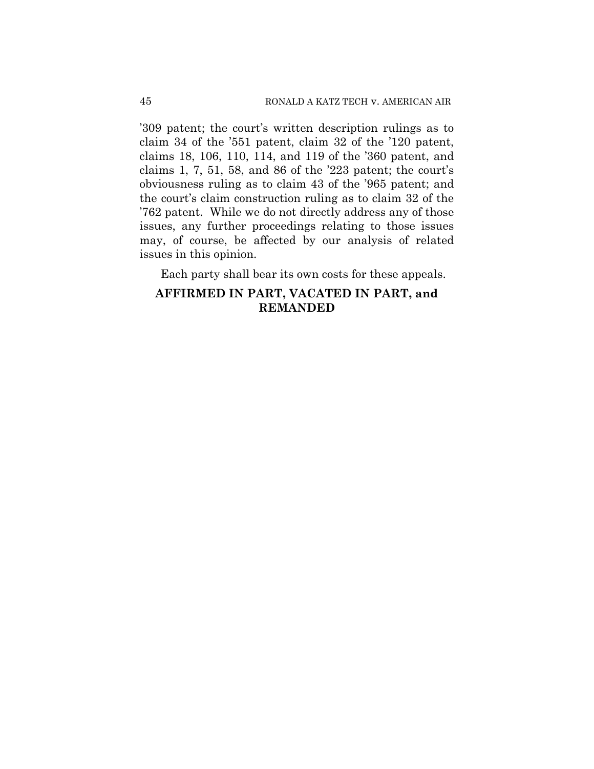’309 patent; the court’s written description rulings as to claim 34 of the ’551 patent, claim 32 of the ’120 patent, claims 18, 106, 110, 114, and 119 of the ’360 patent, and claims 1, 7, 51, 58, and 86 of the ’223 patent; the court’s obviousness ruling as to claim 43 of the ’965 patent; and the court’s claim construction ruling as to claim 32 of the ’762 patent. While we do not directly address any of those issues, any further proceedings relating to those issues may, of course, be affected by our analysis of related issues in this opinion.

Each party shall bear its own costs for these appeals.

**AFFIRMED IN PART, VACATED IN PART, and REMANDED**